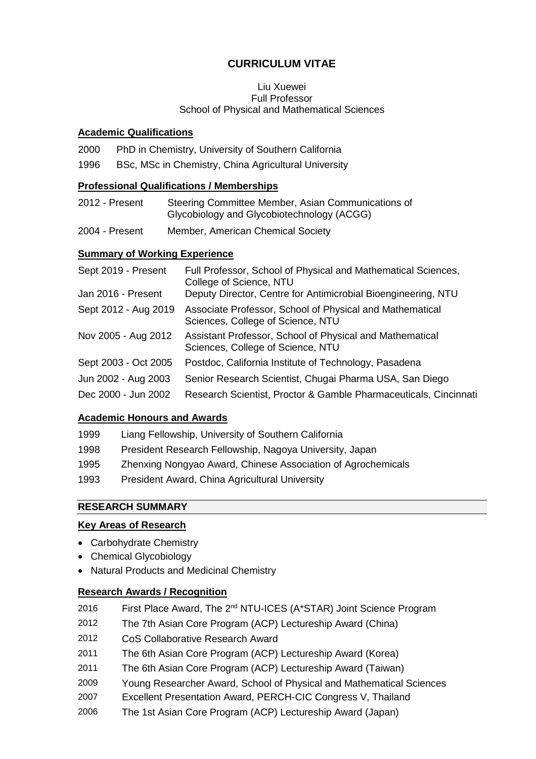# CURRICULUM VITAE

Liu Xuewei
Full Professor
School of Physical and Mathematical Sciences

## Academic Qualifications

2000 PhD in Chemistry, University of Southern California

1996 BSc, MSc in Chemistry, China Agricultural University

## Professional Qualifications / Memberships

| | |
|---|---|
| 2012 - Present | Steering Committee Member, Asian Communications of Glycobiology and Glycobiotechnology (ACGG) |
| 2004 - Present | Member, American Chemical Society |

## Summary of Working Experience

| | |
|---|---|
| Sept 2019 - Present | Full Professor, School of Physical and Mathematical Sciences, College of Science, NTU |
| Jan 2016 - Present | Deputy Director, Centre for Antimicrobial Bioengineering, NTU |
| Sept 2012 - Aug 2019 | Associate Professor, School of Physical and Mathematical Sciences, College of Science, NTU |
| Nov 2005 - Aug 2012 | Assistant Professor, School of Physical and Mathematical Sciences, College of Science, NTU |
| Sept 2003 - Oct 2005 | Postdoc, California Institute of Technology, Pasadena |
| Jun 2002 - Aug 2003 | Senior Research Scientist, Chugai Pharma USA, San Diego |
| Dec 2000 - Jun 2002 | Research Scientist, Proctor & Gamble Pharmaceuticals, Cincinnati |

## Academic Honours and Awards

1999 Liang Fellowship, University of Southern California

1998 President Research Fellowship, Nagoya University, Japan

1995 Zhenxing Nongyao Award, Chinese Association of Agrochemicals

1993 President Award, China Agricultural University

## RESEARCH SUMMARY

### Key Areas of Research

- Carbohydrate Chemistry
- Chemical Glycobiology
- Natural Products and Medicinal Chemistry

### Research Awards / Recognition

2016 First Place Award, The 2nd NTU-ICES (A*STAR) Joint Science Program

2012 The 7th Asian Core Program (ACP) Lectureship Award (China)

2012 CoS Collaborative Research Award

2011 The 6th Asian Core Program (ACP) Lectureship Award (Korea)

2011 The 6th Asian Core Program (ACP) Lectureship Award (Taiwan)

2009 Young Researcher Award, School of Physical and Mathematical Sciences

2007 Excellent Presentation Award, PERCH-CIC Congress V, Thailand

2006 The 1st Asian Core Program (ACP) Lectureship Award (Japan)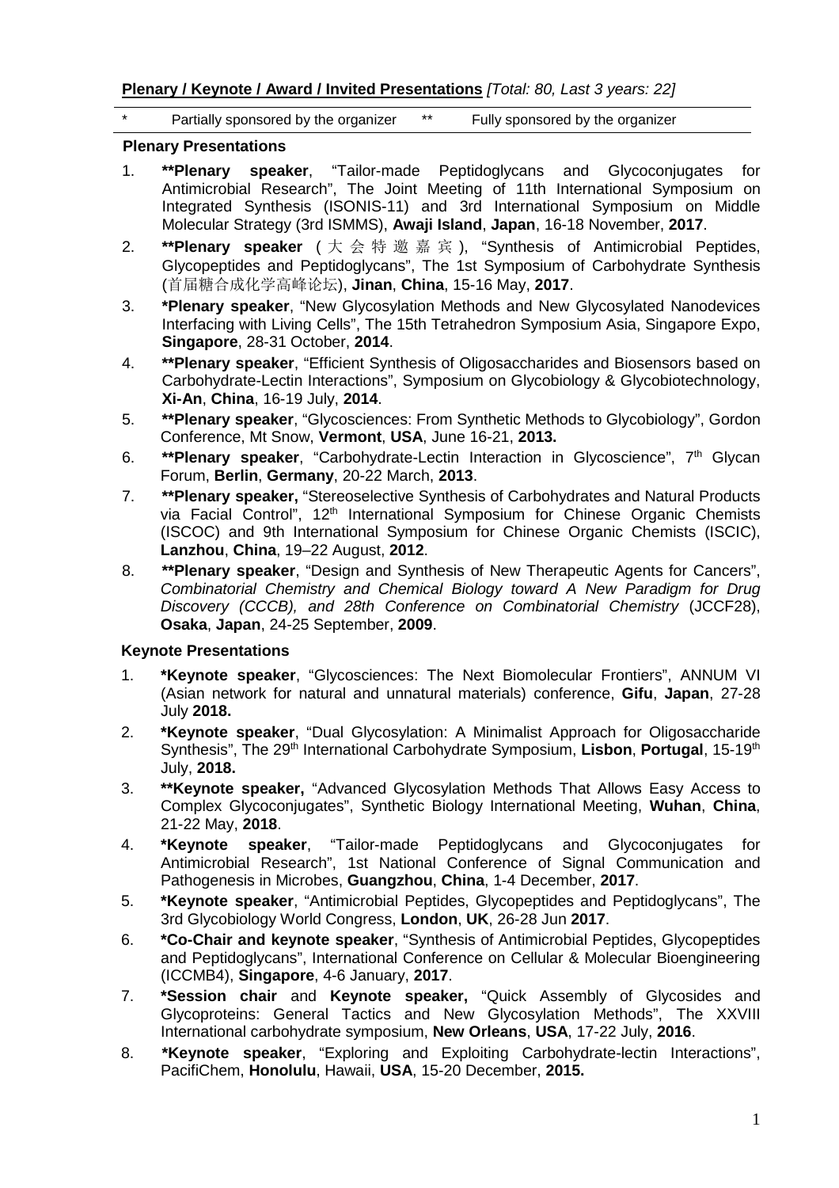**Plenary / Keynote / Award / Invited Presentations** *[Total: 80, Last 3 years: 22]*

| * | Partially sponsored by the organizer | ** | Fully sponsored by the organizer |
|---|---|---|---|

**Plenary Presentations**

1. **\*\*Plenary speaker**, "Tailor-made Peptidoglycans and Glycoconjugates for Antimicrobial Research", The Joint Meeting of 11th International Symposium on Integrated Synthesis (ISONIS-11) and 3rd International Symposium on Middle Molecular Strategy (3rd ISMMS), **Awaji Island**, **Japan**, 16-18 November, **2017**.
2. **\*\*Plenary speaker** (大会特邀嘉宾), "Synthesis of Antimicrobial Peptides, Glycopeptides and Peptidoglycans", The 1st Symposium of Carbohydrate Synthesis (首届糖合成化学高峰论坛), **Jinan**, **China**, 15-16 May, **2017**.
3. **\*Plenary speaker**, "New Glycosylation Methods and New Glycosylated Nanodevices Interfacing with Living Cells", The 15th Tetrahedron Symposium Asia, Singapore Expo, **Singapore**, 28-31 October, **2014**.
4. **\*\*Plenary speaker**, "Efficient Synthesis of Oligosaccharides and Biosensors based on Carbohydrate-Lectin Interactions", Symposium on Glycobiology & Glycobiotechnology, **Xi-An**, **China**, 16-19 July, **2014**.
5. **\*\*Plenary speaker**, "Glycosciences: From Synthetic Methods to Glycobiology", Gordon Conference, Mt Snow, **Vermont**, **USA**, June 16-21, **2013.**
6. **\*\*Plenary speaker**, "Carbohydrate-Lectin Interaction in Glycoscience", 7th Glycan Forum, **Berlin**, **Germany**, 20-22 March, **2013**.
7. **\*\*Plenary speaker,** "Stereoselective Synthesis of Carbohydrates and Natural Products via Facial Control", 12th International Symposium for Chinese Organic Chemists (ISCOC) and 9th International Symposium for Chinese Inorganic Chemists (ISCIC), **Lanzhou**, **China**, 19–22 August, **2012**.
8. **\*\*Plenary speaker**, "Design and Synthesis of New Therapeutic Agents for Cancers", *Combinatorial Chemistry and Chemical Biology toward A New Paradigm for Drug Discovery (CCCB), and 28th Conference on Combinatorial Chemistry* (JCCF28), **Osaka**, **Japan**, 24-25 September, **2009**.

**Keynote Presentations**

1. **\*Keynote speaker**, "Glycosciences: The Next Biomolecular Frontiers", ANNUM VI (Asian network for natural and unnatural materials) conference, **Gifu**, **Japan**, 27-28 July **2018.**
2. **\*Keynote speaker**, "Dual Glycosylation: A Minimalist Approach for Oligosaccharide Synthesis", The 29th International Carbohydrate Symposium, **Lisbon**, **Portugal**, 15-19th July, **2018.**
3. **\*\*Keynote speaker,** "Advanced Glycosylation Methods That Allows Easy Access to Complex Glycoconjugates", Synthetic Biology International Meeting, **Wuhan**, **China**, 21-22 May, **2018**.
4. **\*Keynote speaker**, "Tailor-made Peptidoglycans and Glycoconjugates for Antimicrobial Research", 1st National Conference of Signal Communication and Pathogenesis in Microbes, **Guangzhou**, **China**, 1-4 December, **2017**.
5. **\*Keynote speaker**, "Antimicrobial Peptides, Glycopeptides and Peptidoglycans", The 3rd Glycobiology World Congress, **London**, **UK**, 26-28 Jun **2017**.
6. **\*Co-Chair and keynote speaker**, "Synthesis of Antimicrobial Peptides, Glycopeptides and Peptidoglycans", International Conference on Cellular & Molecular Bioengineering (ICCMB4), **Singapore**, 4-6 January, **2017**.
7. **\*Session chair** and **Keynote speaker,** "Quick Assembly of Glycosides and Glycoproteins: General Tactics and New Glycosylation Methods", The XXVIII International carbohydrate symposium, **New Orleans**, **USA**, 17-22 July, **2016**.
8. **\*Keynote speaker**, "Exploring and Exploiting Carbohydrate-lectin Interactions", PacifiChem, **Honolulu**, Hawaii, **USA**, 15-20 December, **2015.**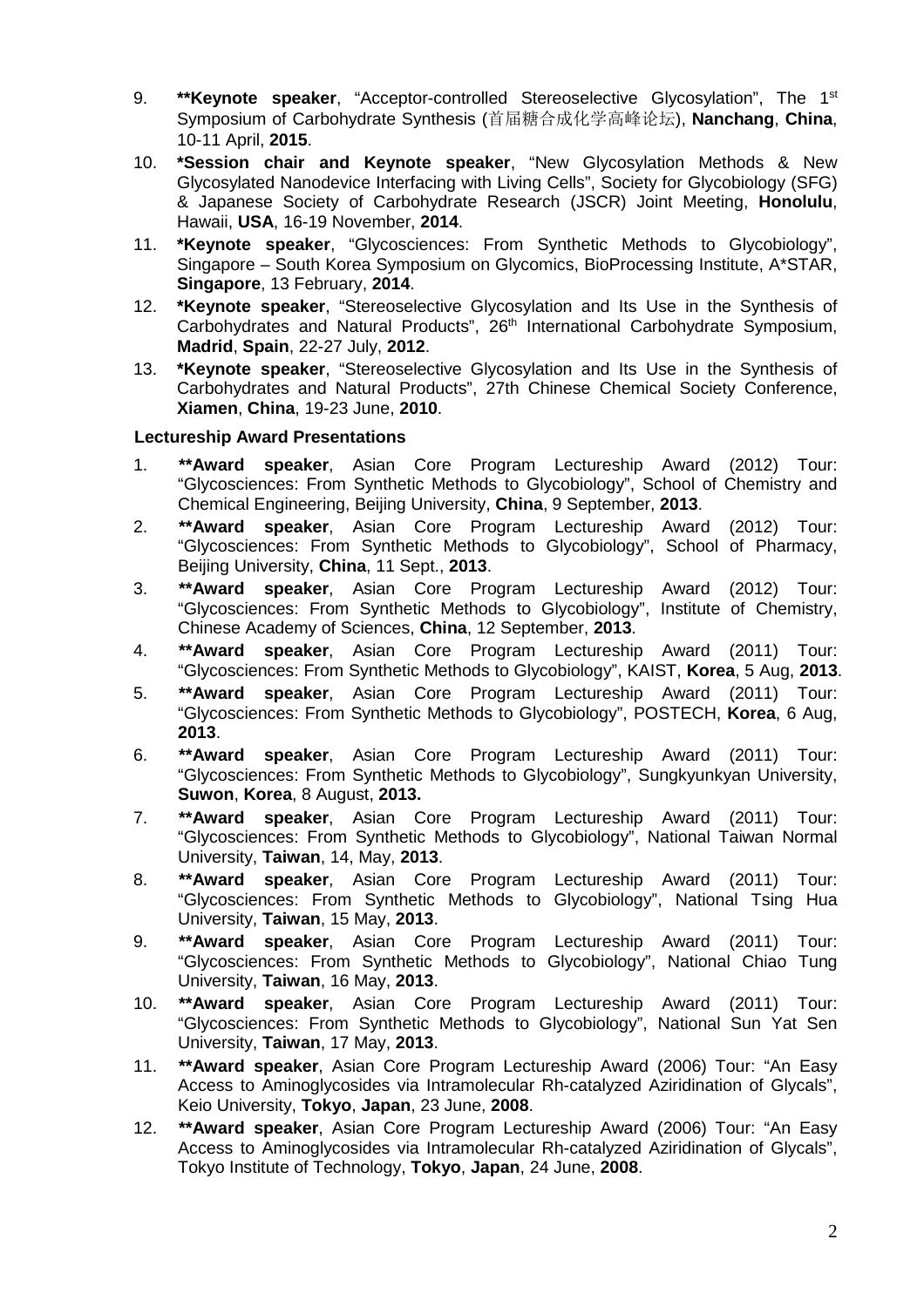9. **\*\*Keynote speaker**, "Acceptor-controlled Stereoselective Glycosylation", The 1st Symposium of Carbohydrate Synthesis (首届糖合成化学高峰论坛), **Nanchang**, **China**, 10-11 April, **2015**.
10. **\*Session chair and Keynote speaker**, "New Glycosylation Methods & New Glycosylated Nanodevice Interfacing with Living Cells", Society for Glycobiology (SFG) & Japanese Society of Carbohydrate Research (JSCR) Joint Meeting, **Honolulu**, Hawaii, **USA**, 16-19 November, **2014**.
11. **\*Keynote speaker**, "Glycosciences: From Synthetic Methods to Glycobiology", Singapore – South Korea Symposium on Glycomics, BioProcessing Institute, A\*STAR, **Singapore**, 13 February, **2014**.
12. **\*Keynote speaker**, "Stereoselective Glycosylation and Its Use in the Synthesis of Carbohydrates and Natural Products", 26th International Carbohydrate Symposium, **Madrid**, **Spain**, 22-27 July, **2012**.
13. **\*Keynote speaker**, "Stereoselective Glycosylation and Its Use in the Synthesis of Carbohydrates and Natural Products", 27th Chinese Chemical Society Conference, **Xiamen**, **China**, 19-23 June, **2010**.

**Lectureship Award Presentations**

1. ***\*\*Award speaker***, Asian Core Program Lectureship Award (2012) Tour: "Glycosciences: From Synthetic Methods to Glycobiology", School of Chemistry and Chemical Engineering, Beijing University, **China**, 9 September, **2013**.
2. ***\*\*Award speaker***, Asian Core Program Lectureship Award (2012) Tour: "Glycosciences: From Synthetic Methods to Glycobiology", School of Pharmacy, Beijing University, **China**, 11 Sept., **2013**.
3. ***\*\*Award speaker***, Asian Core Program Lectureship Award (2012) Tour: "Glycosciences: From Synthetic Methods to Glycobiology", Institute of Chemistry, Chinese Academy of Sciences, **China**, 12 September, **2013**.
4. ***\*\*Award speaker***, Asian Core Program Lectureship Award (2011) Tour: "Glycosciences: From Synthetic Methods to Glycobiology", KAIST, **Korea**, 5 Aug, **2013**.
5. ***\*\*Award speaker***, Asian Core Program Lectureship Award (2011) Tour: "Glycosciences: From Synthetic Methods to Glycobiology", POSTECH, **Korea**, 6 Aug, **2013**.
6. ***\*\*Award speaker***, Asian Core Program Lectureship Award (2011) Tour: "Glycosciences: From Synthetic Methods to Glycobiology", Sungkyunkyan University, **Suwon**, **Korea**, 8 August, **2013.**
7. ***\*\*Award speaker***, Asian Core Program Lectureship Award (2011) Tour: "Glycosciences: From Synthetic Methods to Glycobiology", National Taiwan Normal University, **Taiwan**, 14, May, **2013**.
8. ***\*\*Award speaker***, Asian Core Program Lectureship Award (2011) Tour: "Glycosciences: From Synthetic Methods to Glycobiology", National Tsing Hua University, **Taiwan**, 15 May, **2013**.
9. ***\*\*Award speaker***, Asian Core Program Lectureship Award (2011) Tour: "Glycosciences: From Synthetic Methods to Glycobiology", National Chiao Tung University, **Taiwan**, 16 May, **2013**.
10. ***\*\*Award speaker***, Asian Core Program Lectureship Award (2011) Tour: "Glycosciences: From Synthetic Methods to Glycobiology", National Sun Yat Sen University, **Taiwan**, 17 May, **2013**.
11. ***\*\*Award speaker***, Asian Core Program Lectureship Award (2006) Tour: "An Easy Access to Aminoglycosides via Intramolecular Rh-catalyzed Aziridination of Glycals", Keio University, **Tokyo**, **Japan**, 23 June, **2008**.
12. ***\*\*Award speaker***, Asian Core Program Lectureship Award (2006) Tour: "An Easy Access to Aminoglycosides via Intramolecular Rh-catalyzed Aziridination of Glycals", Tokyo Institute of Technology, **Tokyo**, **Japan**, 24 June, **2008**.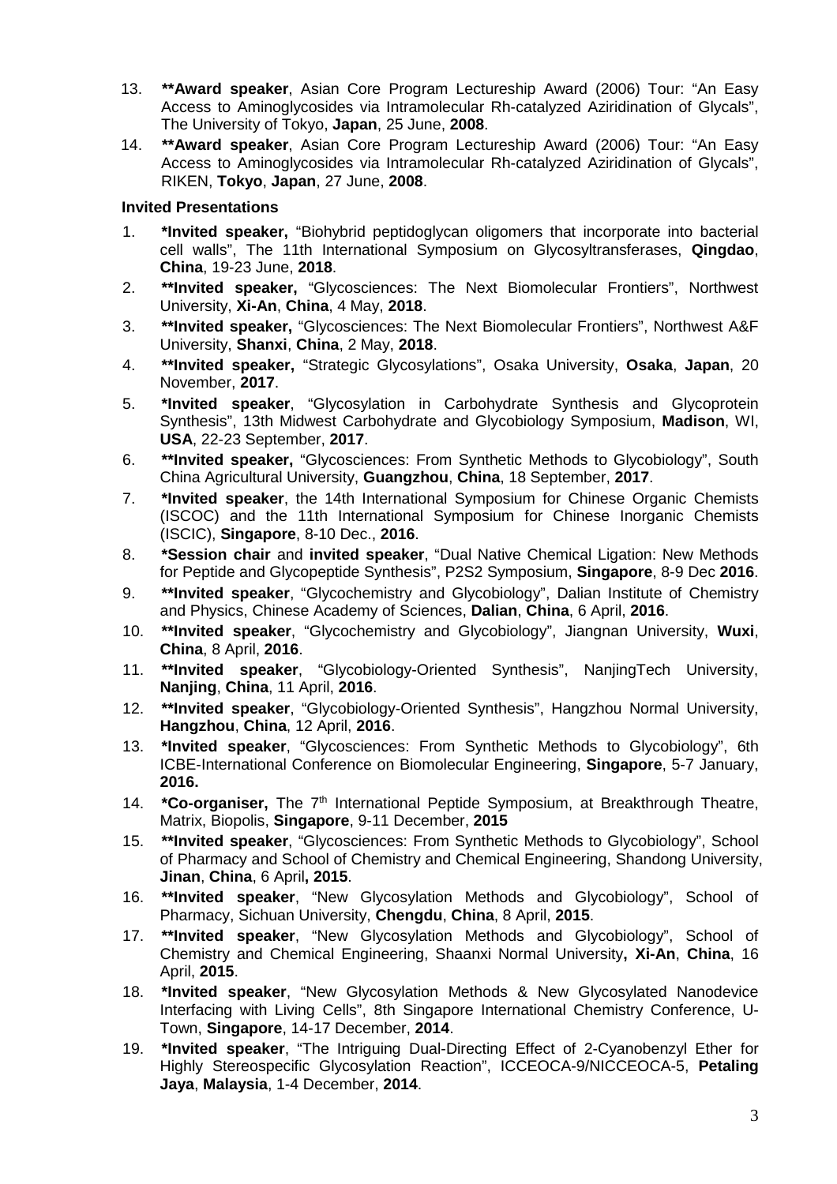13. **\*\*Award speaker**, Asian Core Program Lectureship Award (2006) Tour: "An Easy Access to Aminoglycosides via Intramolecular Rh-catalyzed Aziridination of Glycals", The University of Tokyo, **Japan**, 25 June, **2008**.
14. **\*\*Award speaker**, Asian Core Program Lectureship Award (2006) Tour: "An Easy Access to Aminoglycosides via Intramolecular Rh-catalyzed Aziridination of Glycals", RIKEN, **Tokyo**, **Japan**, 27 June, **2008**.

**Invited Presentations**

1. **\*Invited speaker,** "Biohybrid peptidoglycan oligomers that incorporate into bacterial cell walls", The 11th International Symposium on Glycosyltransferases, **Qingdao**, **China**, 19-23 June, **2018**.
2. **\*\*Invited speaker,** "Glycosciences: The Next Biomolecular Frontiers", Northwest University, **Xi-An**, **China**, 4 May, **2018**.
3. **\*\*Invited speaker,** "Glycosciences: The Next Biomolecular Frontiers", Northwest A&F University, **Shanxi**, **China**, 2 May, **2018**.
4. **\*\*Invited speaker,** "Strategic Glycosylations", Osaka University, **Osaka**, **Japan**, 20 November, **2017**.
5. **\*Invited speaker**, "Glycosylation in Carbohydrate Synthesis and Glycoprotein Synthesis", 13th Midwest Carbohydrate and Glycobiology Symposium, **Madison**, WI, **USA**, 22-23 September, **2017**.
6. **\*\*Invited speaker,** "Glycosciences: From Synthetic Methods to Glycobiology", South China Agricultural University, **Guangzhou**, **China**, 18 September, **2017**.
7. **\*Invited speaker**, the 14th International Symposium for Chinese Organic Chemists (ISCOC) and the 11th International Symposium for Chinese Inorganic Chemists (ISCIC), **Singapore**, 8-10 Dec., **2016**.
8. **\*Session chair** and **invited speaker**, "Dual Native Chemical Ligation: New Methods for Peptide and Glycopeptide Synthesis", P2S2 Symposium, **Singapore**, 8-9 Dec **2016**.
9. **\*\*Invited speaker**, "Glycochemistry and Glycobiology", Dalian Institute of Chemistry and Physics, Chinese Academy of Sciences, **Dalian**, **China**, 6 April, **2016**.
10. **\*\*Invited speaker**, "Glycochemistry and Glycobiology", Jiangnan University, **Wuxi**, **China**, 8 April, **2016**.
11. **\*\*Invited speaker**, "Glycobiology-Oriented Synthesis", NanjingTech University, **Nanjing**, **China**, 11 April, **2016**.
12. **\*\*Invited speaker**, "Glycobiology-Oriented Synthesis", Hangzhou Normal University, **Hangzhou**, **China**, 12 April, **2016**.
13. **\*Invited speaker**, "Glycosciences: From Synthetic Methods to Glycobiology", 6th ICBE-International Conference on Biomolecular Engineering, **Singapore**, 5-7 January, **2016.**
14. **\*Co-organiser,** The 7th International Peptide Symposium, at Breakthrough Theatre, Matrix, Biopolis, **Singapore**, 9-11 December, **2015**
15. **\*\*Invited speaker**, "Glycosciences: From Synthetic Methods to Glycobiology", School of Pharmacy and School of Chemistry and Chemical Engineering, Shandong University, **Jinan**, **China**, 6 April**, 2015**.
16. **\*\*Invited speaker**, "New Glycosylation Methods and Glycobiology", School of Pharmacy, Sichuan University, **Chengdu**, **China**, 8 April, **2015**.
17. **\*\*Invited speaker**, "New Glycosylation Methods and Glycobiology", School of Chemistry and Chemical Engineering, Shaanxi Normal University**, Xi-An**, **China**, 16 April, **2015**.
18. **\*Invited speaker**, "New Glycosylation Methods & New Glycosylated Nanodevice Interfacing with Living Cells", 8th Singapore International Chemistry Conference, U-Town, **Singapore**, 14-17 December, **2014**.
19. **\*Invited speaker**, "The Intriguing Dual-Directing Effect of 2-Cyanobenzyl Ether for Highly Stereospecific Glycosylation Reaction", ICCEOCA-9/NICCEOCA-5, **Petaling Jaya**, **Malaysia**, 1-4 December, **2014**.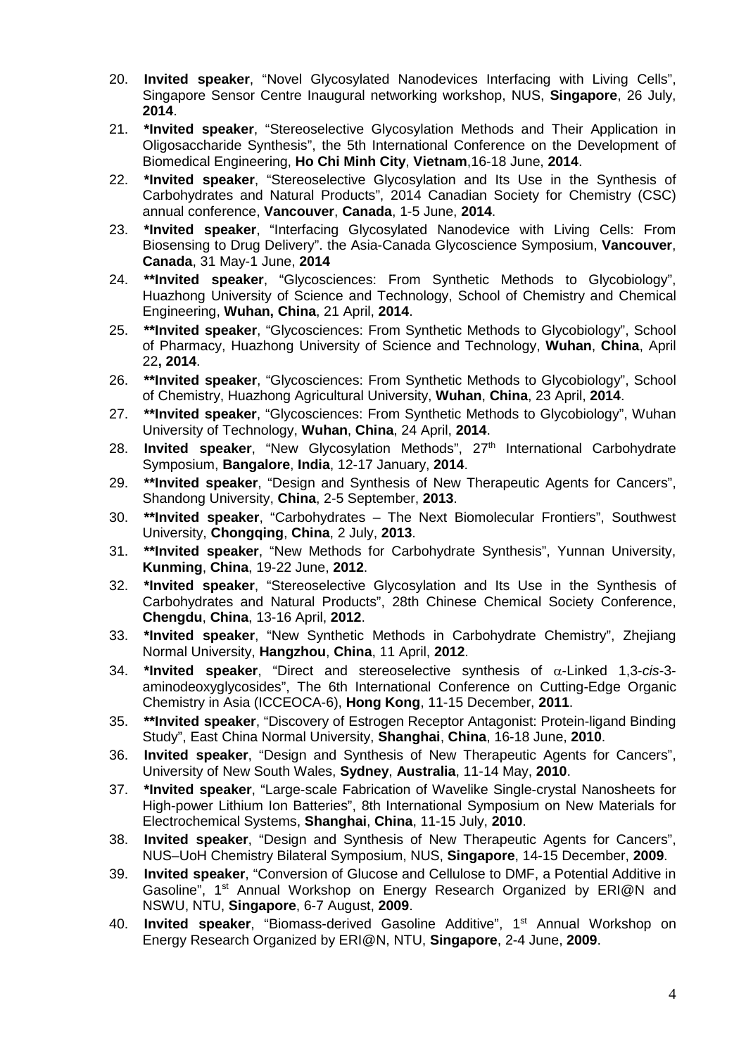20. **Invited speaker**, "Novel Glycosylated Nanodevices Interfacing with Living Cells", Singapore Sensor Centre Inaugural networking workshop, NUS, **Singapore**, 26 July, **2014**.
21. ***Invited speaker**, "Stereoselective Glycosylation Methods and Their Application in Oligosaccharide Synthesis", the 5th International Conference on the Development of Biomedical Engineering, **Ho Chi Minh City**, **Vietnam**,16-18 June, **2014**.
22. ***Invited speaker**, "Stereoselective Glycosylation and Its Use in the Synthesis of Carbohydrates and Natural Products", 2014 Canadian Society for Chemistry (CSC) annual conference, **Vancouver**, **Canada**, 1-5 June, **2014**.
23. ***Invited speaker**, "Interfacing Glycosylated Nanodevice with Living Cells: From Biosensing to Drug Delivery". the Asia-Canada Glycoscience Symposium, **Vancouver**, **Canada**, 31 May-1 June, **2014**
24. ****Invited speaker**, "Glycosciences: From Synthetic Methods to Glycobiology", Huazhong University of Science and Technology, School of Chemistry and Chemical Engineering, **Wuhan, China**, 21 April, **2014**.
25. ****Invited speaker**, "Glycosciences: From Synthetic Methods to Glycobiology", School of Pharmacy, Huazhong University of Science and Technology, **Wuhan**, **China**, April 22**, 2014**.
26. ****Invited speaker**, "Glycosciences: From Synthetic Methods to Glycobiology", School of Chemistry, Huazhong Agricultural University, **Wuhan**, **China**, 23 April, **2014**.
27. ****Invited speaker**, "Glycosciences: From Synthetic Methods to Glycobiology", Wuhan University of Technology, **Wuhan**, **China**, 24 April, **2014**.
28. **Invited speaker**, "New Glycosylation Methods", 27th International Carbohydrate Symposium, **Bangalore**, **India**, 12-17 January, **2014**.
29. ****Invited speaker**, "Design and Synthesis of New Therapeutic Agents for Cancers", Shandong University, **China**, 2-5 September, **2013**.
30. ****Invited speaker**, "Carbohydrates – The Next Biomolecular Frontiers", Southwest University, **Chongqing**, **China**, 2 July, **2013**.
31. ****Invited speaker**, "New Methods for Carbohydrate Synthesis", Yunnan University, **Kunming**, **China**, 19-22 June, **2012**.
32. ***Invited speaker**, "Stereoselective Glycosylation and Its Use in the Synthesis of Carbohydrates and Natural Products", 28th Chinese Chemical Society Conference, **Chengdu**, **China**, 13-16 April, **2012**.
33. ***Invited speaker**, "New Synthetic Methods in Carbohydrate Chemistry", Zhejiang Normal University, **Hangzhou**, **China**, 11 April, **2012**.
34. ***Invited speaker**, "Direct and stereoselective synthesis of $\alpha$-Linked 1,3-*cis*-3-aminodeoxyglycosides", The 6th International Conference on Cutting-Edge Organic Chemistry in Asia (ICCEOCA-6), **Hong Kong**, 11-15 December, **2011**.
35. ****Invited speaker**, "Discovery of Estrogen Receptor Antagonist: Protein-ligand Binding Study", East China Normal University, **Shanghai**, **China**, 16-18 June, **2010**.
36. **Invited speaker**, "Design and Synthesis of New Therapeutic Agents for Cancers", University of New South Wales, **Sydney**, **Australia**, 11-14 May, **2010**.
37. ***Invited speaker**, "Large-scale Fabrication of Wavelike Single-crystal Nanosheets for High-power Lithium Ion Batteries", 8th International Symposium on New Materials for Electrochemical Systems, **Shanghai**, **China**, 11-15 July, **2010**.
38. **Invited speaker**, "Design and Synthesis of New Therapeutic Agents for Cancers", NUS–UoH Chemistry Bilateral Symposium, NUS, **Singapore**, 14-15 December, **2009**.
39. **Invited speaker**, "Conversion of Glucose and Cellulose to DMF, a Potential Additive in Gasoline", 1st Annual Workshop on Energy Research Organized by ERI@N and NSWU, NTU, **Singapore**, 6-7 August, **2009**.
40. **Invited speaker**, "Biomass-derived Gasoline Additive", 1st Annual Workshop on Energy Research Organized by ERI@N, NTU, **Singapore**, 2-4 June, **2009**.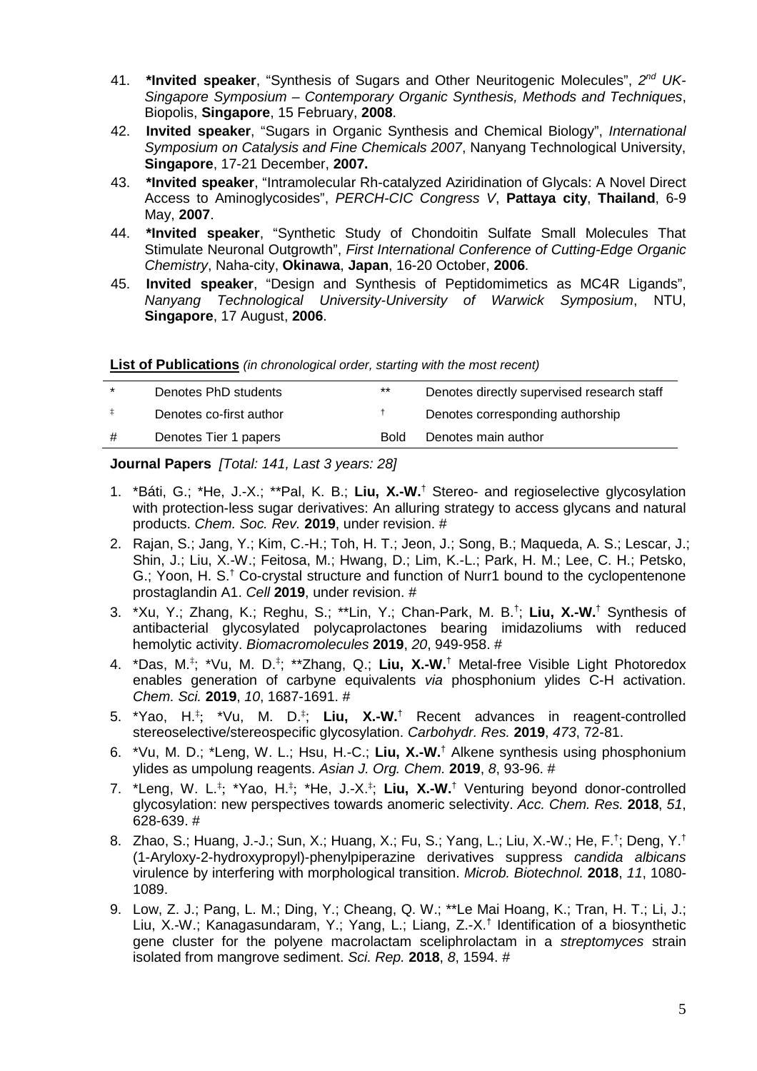41. ***Invited speaker**, "Synthesis of Sugars and Other Neuritogenic Molecules", *2nd UK-Singapore Symposium – Contemporary Organic Synthesis, Methods and Techniques*, Biopolis, **Singapore**, 15 February, **2008**.
42. **Invited speaker**, "Sugars in Organic Synthesis and Chemical Biology", *International Symposium on Catalysis and Fine Chemicals 2007*, Nanyang Technological University, **Singapore**, 17-21 December, **2007.**
43. ***Invited speaker**, "Intramolecular Rh-catalyzed Aziridination of Glycals: A Novel Direct Access to Aminoglycosides", *PERCH-CIC Congress V*, **Pattaya city**, **Thailand**, 6-9 May, **2007**.
44. ***Invited speaker**, "Synthetic Study of Chondoitin Sulfate Small Molecules That Stimulate Neuronal Outgrowth", *First International Conference of Cutting-Edge Organic Chemistry*, Naha-city, **Okinawa**, **Japan**, 16-20 October, **2006**.
45. **Invited speaker**, "Design and Synthesis of Peptidomimetics as MC4R Ligands", *Nanyang Technological University-University of Warwick Symposium*, NTU, **Singapore**, 17 August, **2006**.

**List of Publications** *(in chronological order, starting with the most recent)*

| | | | |
|---|---|---|---|
| * | Denotes PhD students | ** | Denotes directly supervised research staff |
| ‡ | Denotes co-first author | † | Denotes corresponding authorship |
| # | Denotes Tier 1 papers | Bold | Denotes main author |

**Journal Papers** *[Total: 141, Last 3 years: 28]*

1. *Báti, G.; *He, J.-X.; **Pal, K. B.; **Liu, X.-W.**† Stereo- and regioselective glycosylation with protection-less sugar derivatives: An alluring strategy to access glycans and natural products. *Chem. Soc. Rev.* **2019**, under revision. #
2. Rajan, S.; Jang, Y.; Kim, C.-H.; Toh, H. T.; Jeon, J.; Song, B.; Maqueda, A. S.; Lescar, J.; Shin, J.; Liu, X.-W.; Feitosa, M.; Hwang, D.; Lim, K.-L.; Park, H. M.; Lee, C. H.; Petsko, G.; Yoon, H. S.† Co-crystal structure and function of Nurr1 bound to the cyclopentenone prostaglandin A1. *Cell* **2019**, under revision. #
3. *Xu, Y.; Zhang, K.; Reghu, S.; **Lin, Y.; Chan-Park, M. B.†; **Liu, X.-W.**† Synthesis of antibacterial glycosylated polycaprolactones bearing imidazoliums with reduced hemolytic activity. *Biomacromolecules* **2019**, *20*, 949-958. #
4. *Das, M.‡; *Vu, M. D.‡; **Zhang, Q.; **Liu, X.-W.**† Metal-free Visible Light Photoredox enables generation of carbyne equivalents *via* phosphonium ylides C-H activation. *Chem. Sci.* **2019**, *10*, 1687-1691. #
5. *Yao, H.‡; *Vu, M. D.‡; **Liu, X.-W.**† Recent advances in reagent-controlled stereoselective/stereospecific glycosylation. *Carbohydr. Res.* **2019**, *473*, 72-81.
6. *Vu, M. D.; *Leng, W. L.; Hsu, H.-C.; **Liu, X.-W.**† Alkene synthesis using phosphonium ylides as umpolung reagents. *Asian J. Org. Chem.* **2019**, *8*, 93-96. #
7. *Leng, W. L.‡; *Yao, H.‡; *He, J.-X.‡; **Liu, X.-W.**† Venturing beyond donor-controlled glycosylation: new perspectives towards anomeric selectivity. *Acc. Chem. Res.* **2018**, *51*, 628-639. #
8. Zhao, S.; Huang, J.-J.; Sun, X.; Huang, X.; Fu, S.; Yang, L.; Liu, X.-W.; He, F.†; Deng, Y.† (1-Aryloxy-2-hydroxypropyl)-phenylpiperazine derivatives suppress *candida albicans* virulence by interfering with morphological transition. *Microb. Biotechnol.* **2018**, *11*, 1080-1089.
9. Low, Z. J.; Pang, L. M.; Ding, Y.; Cheang, Q. W.; **Le Mai Hoang, K.; Tran, H. T.; Li, J.; Liu, X.-W.; Kanagasundaram, Y.; Yang, L.; Liang, Z.-X.† Identification of a biosynthetic gene cluster for the polyene macrolactam sceliphrolactam in a *streptomyces* strain isolated from mangrove sediment. *Sci. Rep.* **2018**, *8*, 1594. #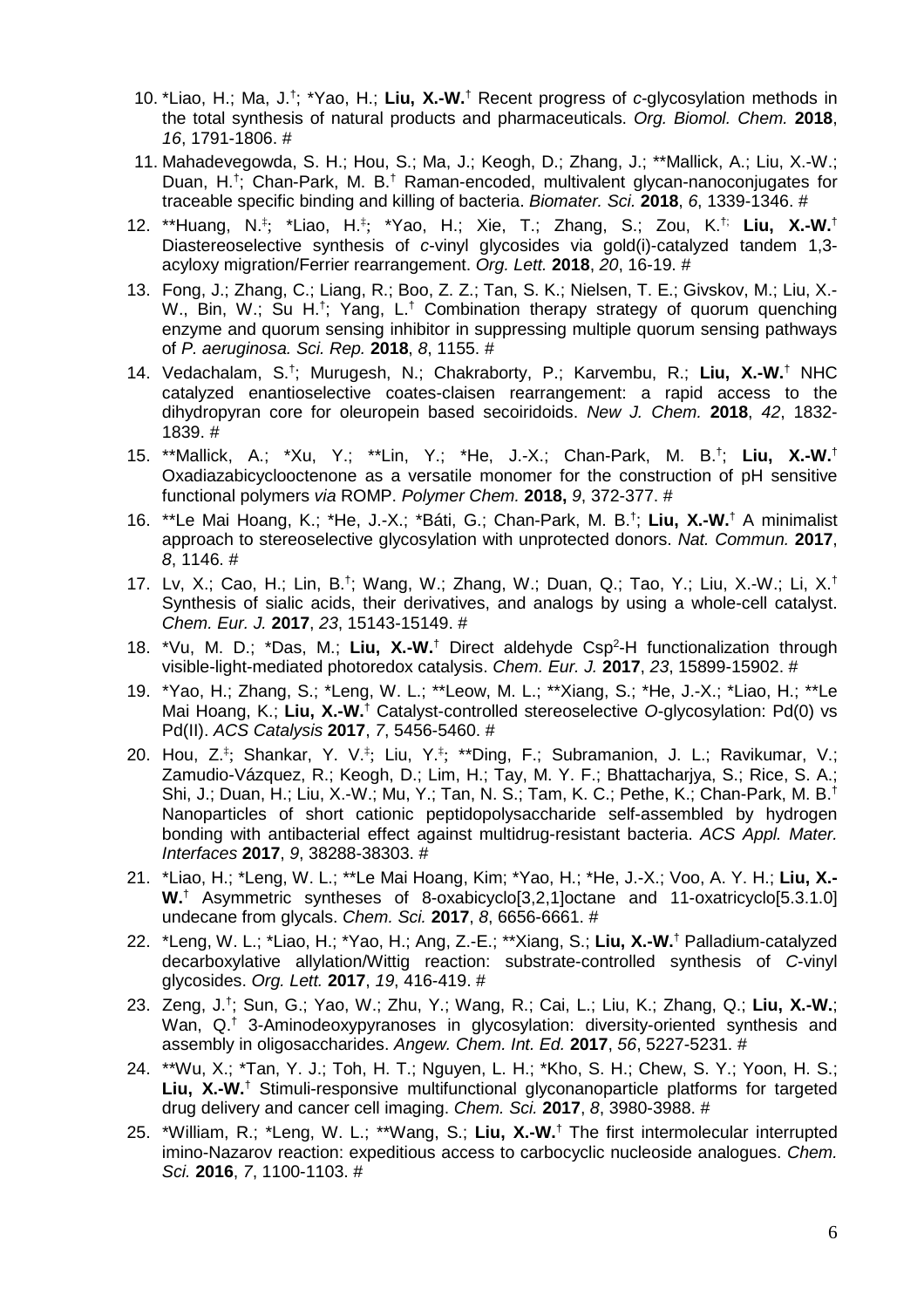10. *Liao, H.; Ma, J.[†]; *Yao, H.; **Liu, X.-W.**[†] Recent progress of *c*-glycosylation methods in the total synthesis of natural products and pharmaceuticals. *Org. Biomol. Chem.* **2018**, *16*, 1791-1806. #

11. Mahadevegowda, S. H.; Hou, S.; Ma, J.; Keogh, D.; Zhang, J.; **Mallick, A.; Liu, X.-W.; Duan, H.[†]; Chan-Park, M. B.[†] Raman-encoded, multivalent glycan-nanoconjugates for traceable specific binding and killing of bacteria. *Biomater. Sci.* **2018**, *6*, 1339-1346. #

12. **Huang, N.[‡]; *Liao, H.[‡]; *Yao, H.; Xie, T.; Zhang, S.; Zou, K.[†]; **Liu, X.-W.**[†] Diastereoselective synthesis of *c*-vinyl glycosides via gold(i)-catalyzed tandem 1,3-acyloxy migration/Ferrier rearrangement. *Org. Lett.* **2018**, *20*, 16-19. #

13. Fong, J.; Zhang, C.; Liang, R.; Boo, Z. Z.; Tan, S. K.; Nielsen, T. E.; Givskov, M.; Liu, X.-W., Bin, W.; Su H.[†]; Yang, L.[†] Combination therapy strategy of quorum quenching enzyme and quorum sensing inhibitor in suppressing multiple quorum sensing pathways of *P. aeruginosa. Sci. Rep.* **2018**, *8*, 1155. #

14. Vedachalam, S.[†]; Murugesh, N.; Chakraborty, P.; Karvembu, R.; **Liu, X.-W.**[†] NHC catalyzed enantioselective coates-claisen rearrangement: a rapid access to the dihydropyran core for oleuropein based secoiridoids. *New J. Chem.* **2018**, *42*, 1832-1839. #

15. **Mallick, A.; *Xu, Y.; **Lin, Y.; *He, J.-X.; Chan-Park, M. B.[†]; **Liu, X.-W.**[†] Oxadiazabicyclooctenone as a versatile monomer for the construction of pH sensitive functional polymers *via* ROMP. *Polymer Chem.* **2018,** *9*, 372-377. #

16. **Le Mai Hoang, K.; *He, J.-X.; *Báti, G.; Chan-Park, M. B.[†]; **Liu, X.-W.**[†] A minimalist approach to stereoselective glycosylation with unprotected donors. *Nat. Commun.* **2017**, *8*, 1146. #

17. Lv, X.; Cao, H.; Lin, B.[†]; Wang, W.; Zhang, W.; Duan, Q.; Tao, Y.; Liu, X.-W.; Li, X.[†] Synthesis of sialic acids, their derivatives, and analogs by using a whole-cell catalyst. *Chem. Eur. J.* **2017**, *23*, 15143-15149. #

18. *Vu, M. D.; *Das, M.; **Liu, X.-W.**[†] Direct aldehyde $Csp^2$-H functionalization through visible-light-mediated photoredox catalysis. *Chem. Eur. J.* **2017**, *23*, 15899-15902. #

19. *Yao, H.; Zhang, S.; *Leng, W. L.; **Leow, M. L.; **Xiang, S.; *He, J.-X.; *Liao, H.; **Le Mai Hoang, K.; **Liu, X.-W.**[†] Catalyst-controlled stereoselective *O*-glycosylation: Pd(0) vs Pd(II). *ACS Catalysis* **2017**, *7*, 5456-5460. #

20. Hou, Z.[‡]; Shankar, Y. V.[‡]; Liu, Y.[‡]; **Ding, F.; Subramanion, J. L.; Ravikumar, V.; Zamudio-Vázquez, R.; Keogh, D.; Lim, H.; Tay, M. Y. F.; Bhattacharjya, S.; Rice, S. A.; Shi, J.; Duan, H.; Liu, X.-W.; Mu, Y.; Tan, N. S.; Tam, K. C.; Pethe, K.; Chan-Park, M. B.[†] Nanoparticles of short cationic peptidopolysaccharide self-assembled by hydrogen bonding with antibacterial effect against multidrug-resistant bacteria. *ACS Appl. Mater. Interfaces* **2017**, *9*, 38288-38303. #

21. *Liao, H.; *Leng, W. L.; **Le Mai Hoang, Kim; *Yao, H.; *He, J.-X.; Voo, A. Y. H.; **Liu, X.-W.**[†] Asymmetric syntheses of 8-oxabicyclo[3,2,1]octane and 11-oxatricyclo[5.3.1.0] undecane from glycals. *Chem. Sci.* **2017**, *8*, 6656-6661. #

22. *Leng, W. L.; *Liao, H.; *Yao, H.; Ang, Z.-E.; **Xiang, S.; **Liu, X.-W.**[†] Palladium-catalyzed decarboxylative allylation/Wittig reaction: substrate-controlled synthesis of *C*-vinyl glycosides. *Org. Lett.* **2017**, *19*, 416-419. #

23. Zeng, J.[†]; Sun, G.; Yao, W.; Zhu, Y.; Wang, R.; Cai, L.; Liu, K.; Zhang, Q.; **Liu, X.-W.**; Wan, Q.[†] 3-Aminodeoxypyranoses in glycosylation: diversity-oriented synthesis and assembly in oligosaccharides. *Angew. Chem. Int. Ed.* **2017**, *56*, 5227-5231. #

24. **Wu, X.; *Tan, Y. J.; Toh, H. T.; Nguyen, L. H.; *Kho, S. H.; Chew, S. Y.; Yoon, H. S.; **Liu, X.-W.**[†] Stimuli-responsive multifunctional glyconanoparticle platforms for targeted drug delivery and cancer cell imaging. *Chem. Sci.* **2017**, *8*, 3980-3988. #

25. *William, R.; *Leng, W. L.; **Wang, S.; **Liu, X.-W.**[†] The first intermolecular interrupted imino-Nazarov reaction: expeditious access to carbocyclic nucleoside analogues. *Chem. Sci.* **2016**, *7*, 1100-1103. #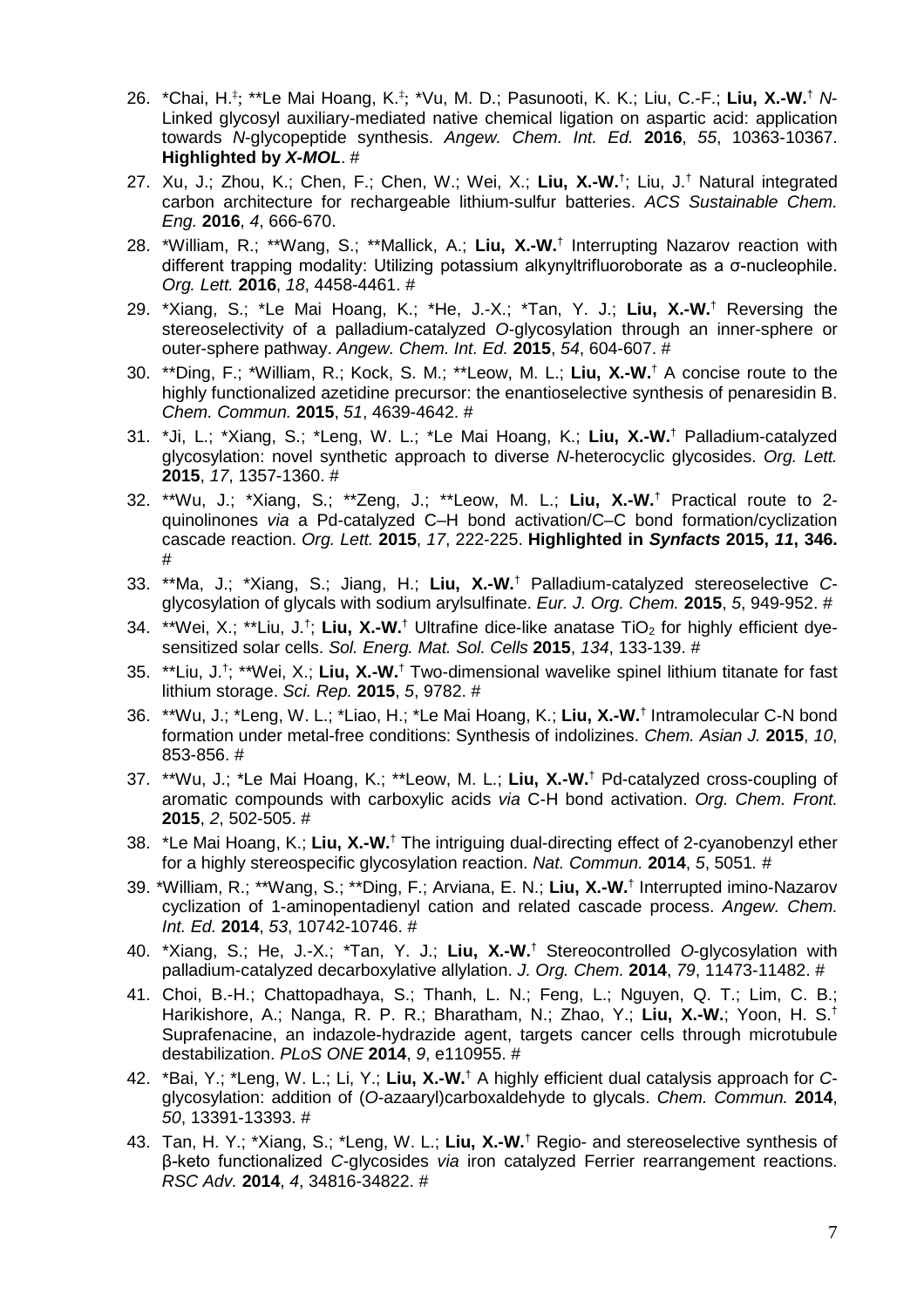26. *Chai, H.[‡]; **Le Mai Hoang, K.[‡]; *Vu, M. D.; Pasunooti, K. K.; Liu, C.-F.; **Liu, X.-W.**[†] *N*-Linked glycosyl auxiliary-mediated native chemical ligation on aspartic acid: application towards *N*-glycopeptide synthesis. *Angew. Chem. Int. Ed.* **2016**, *55*, 10363-10367. **Highlighted by *X-MOL*.** #
27. Xu, J.; Zhou, K.; Chen, F.; Chen, W.; Wei, X.; **Liu, X.-W.**[†]; Liu, J.[†] Natural integrated carbon architecture for rechargeable lithium-sulfur batteries. *ACS Sustainable Chem. Eng.* **2016**, *4*, 666-670.
28. *William, R.; **Wang, S.; **Mallick, A.; **Liu, X.-W.**[†] Interrupting Nazarov reaction with different trapping modality: Utilizing potassium alkynyltrifluoroborate as a σ-nucleophile. *Org. Lett.* **2016**, *18*, 4458-4461. #
29. *Xiang, S.; *Le Mai Hoang, K.; *He, J.-X.; *Tan, Y. J.; **Liu, X.-W.**[†] Reversing the stereoselectivity of a palladium-catalyzed *O*-glycosylation through an inner-sphere or outer-sphere pathway. *Angew. Chem. Int. Ed.* **2015**, *54*, 604-607. #
30. **Ding, F.; *William, R.; Kock, S. M.; **Leow, M. L.; **Liu, X.-W.**[†] A concise route to the highly functionalized azetidine precursor: the enantioselective synthesis of penaresidin B. *Chem. Commun.* **2015**, *51*, 4639-4642. #
31. *Ji, L.; *Xiang, S.; *Leng, W. L.; *Le Mai Hoang, K.; **Liu, X.-W.**[†] Palladium-catalyzed glycosylation: novel synthetic approach to diverse *N*-heterocyclic glycosides. *Org. Lett.* **2015**, *17*, 1357-1360. #
32. **Wu, J.; *Xiang, S.; **Zeng, J.; **Leow, M. L.; **Liu, X.-W.**[†] Practical route to 2-quinolinones *via* a Pd-catalyzed C–H bond activation/C–C bond formation/cyclization cascade reaction. *Org. Lett.* **2015**, *17*, 222-225. **Highlighted in *Synfacts* 2015, *11*, 346.** #
33. **Ma, J.; *Xiang, S.; Jiang, H.; **Liu, X.-W.**[†] Palladium-catalyzed stereoselective *C*-glycosylation of glycals with sodium arylsulfinate. *Eur. J. Org. Chem.* **2015**, *5*, 949-952. #
34. **Wei, X.; **Liu, J.[†]; **Liu, X.-W.**[†] Ultrafine dice-like anatase $TiO_2$ for highly efficient dye-sensitized solar cells. *Sol. Energ. Mat. Sol. Cells* **2015**, *134*, 133-139. #
35. **Liu, J.[†]; **Wei, X.; **Liu, X.-W.**[†] Two-dimensional wavelike spinel lithium titanate for fast lithium storage. *Sci. Rep.* **2015**, *5*, 9782. #
36. **Wu, J.; *Leng, W. L.; *Liao, H.; *Le Mai Hoang, K.; **Liu, X.-W.**[†] Intramolecular C-N bond formation under metal-free conditions: Synthesis of indolizines. *Chem. Asian J.* **2015**, *10*, 853-856. #
37. **Wu, J.; *Le Mai Hoang, K.; **Leow, M. L.; **Liu, X.-W.**[†] Pd-catalyzed cross-coupling of aromatic compounds with carboxylic acids *via* C-H bond activation. *Org. Chem. Front.* **2015**, *2*, 502-505. #
38. *Le Mai Hoang, K.; **Liu, X.-W.**[†] The intriguing dual-directing effect of 2-cyanobenzyl ether for a highly stereospecific glycosylation reaction. *Nat. Commun.* **2014**, *5*, 5051. #
39. *William, R.; **Wang, S.; **Ding, F.; Arviana, E. N.; **Liu, X.-W.**[†] Interrupted imino-Nazarov cyclization of 1-aminopentadienyl cation and related cascade process. *Angew. Chem. Int. Ed.* **2014**, *53*, 10742-10746. #
40. *Xiang, S.; He, J.-X.; *Tan, Y. J.; **Liu, X.-W.**[†] Stereocontrolled *O*-glycosylation with palladium-catalyzed decarboxylative allylation. *J. Org. Chem.* **2014**, *79*, 11473-11482. #
41. Choi, B.-H.; Chattopadhaya, S.; Thanh, L. N.; Feng, L.; Nguyen, Q. T.; Lim, C. B.; Harikishore, A.; Nanga, R. P. R.; Bharatham, N.; Zhao, Y.; **Liu, X.-W.**; Yoon, H. S.[†] Suprafenacine, an indazole-hydrazide agent, targets cancer cells through microtubule destabilization. *PLoS ONE* **2014**, *9*, e110955. #
42. *Bai, Y.; *Leng, W. L.; Li, Y.; **Liu, X.-W.**[†] A highly efficient dual catalysis approach for *C*-glycosylation: addition of (*O*-azaaryl)carboxaldehyde to glycals. *Chem. Commun.* **2014**, *50*, 13391-13393. #
43. Tan, H. Y.; *Xiang, S.; *Leng, W. L.; **Liu, X.-W.**[†] Regio- and stereoselective synthesis of β-keto functionalized *C*-glycosides *via* iron catalyzed Ferrier rearrangement reactions. *RSC Adv.* **2014**, *4*, 34816-34822. #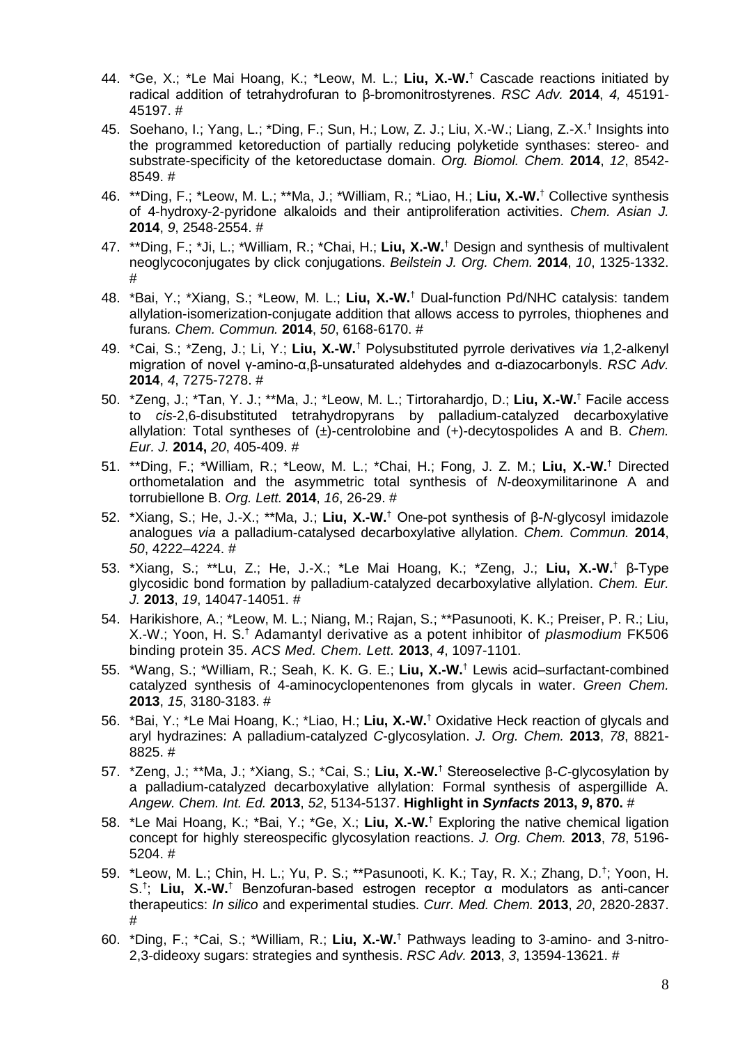44. *Ge, X.; *Le Mai Hoang, K.; *Leow, M. L.; **Liu, X.-W.**† Cascade reactions initiated by radical addition of tetrahydrofuran to β-bromonitrostyrenes. *RSC Adv.* **2014**, *4,* 45191-45197. #

45. Soehano, I.; Yang, L.; *Ding, F.; Sun, H.; Low, Z. J.; Liu, X.-W.; Liang, Z.-X.† Insights into the programmed ketoreduction of partially reducing polyketide synthases: stereo- and substrate-specificity of the ketoreductase domain. *Org. Biomol. Chem.* **2014**, *12*, 8542-8549. #

46. **Ding, F.; *Leow, M. L.; **Ma, J.; *William, R.; *Liao, H.; **Liu, X.-W.**† Collective synthesis of 4-hydroxy-2-pyridone alkaloids and their antiproliferation activities. *Chem. Asian J.* **2014**, *9*, 2548-2554. #

47. **Ding, F.; *Ji, L.; *William, R.; *Chai, H.; **Liu, X.-W.**† Design and synthesis of multivalent neoglycoconjugates by click conjugations. *Beilstein J. Org. Chem.* **2014**, *10*, 1325-1332. #

48. *Bai, Y.; *Xiang, S.; *Leow, M. L.; **Liu, X.-W.**† Dual-function Pd/NHC catalysis: tandem allylation-isomerization-conjugate addition that allows access to pyrroles, thiophenes and furans*. Chem. Commun.* **2014**, *50*, 6168-6170. #

49. *Cai, S.; *Zeng, J.; Li, Y.; **Liu, X.-W.**† Polysubstituted pyrrole derivatives *via* 1,2-alkenyl migration of novel γ-amino-α,β-unsaturated aldehydes and α-diazocarbonyls. *RSC Adv.* **2014**, *4*, 7275-7278. #

50. *Zeng, J.; *Tan, Y. J.; **Ma, J.; *Leow, M. L.; Tirtorahardjo, D.; **Liu, X.-W.**† Facile access to *cis*-2,6-disubstituted tetrahydropyrans by palladium-catalyzed decarboxylative allylation: Total syntheses of (±)-centrolobine and (+)-decytospolides A and B. *Chem. Eur. J.* **2014,** *20*, 405-409. #

51. **Ding, F.; *William, R.; *Leow, M. L.; *Chai, H.; Fong, J. Z. M.; **Liu, X.-W.**† Directed orthometalation and the asymmetric total synthesis of *N*-deoxymilitarinone A and torrubiellone B. *Org. Lett.* **2014**, *16*, 26-29. #

52. *Xiang, S.; He, J.-X.; **Ma, J.; **Liu, X.-W.**† One-pot synthesis of β-*N*-glycosyl imidazole analogues *via* a palladium-catalysed decarboxylative allylation. *Chem. Commun.* **2014**, *50*, 4222–4224. #

53. *Xiang, S.; **Lu, Z.; He, J.-X.; *Le Mai Hoang, K.; *Zeng, J.; **Liu, X.-W.**† β-Type glycosidic bond formation by palladium-catalyzed decarboxylative allylation. *Chem. Eur. J.* **2013**, *19*, 14047-14051. #

54. Harikishore, A.; *Leow, M. L.; Niang, M.; Rajan, S.; **Pasunooti, K. K.; Preiser, P. R.; Liu, X.-W.; Yoon, H. S.† Adamantyl derivative as a potent inhibitor of *plasmodium* FK506 binding protein 35. *ACS Med. Chem. Lett.* **2013**, *4*, 1097-1101.

55. *Wang, S.; *William, R.; Seah, K. K. G. E.; **Liu, X.-W.**† Lewis acid–surfactant-combined catalyzed synthesis of 4-aminocyclopentenones from glycals in water. *Green Chem.* **2013**, *15*, 3180-3183. #

56. *Bai, Y.; *Le Mai Hoang, K.; *Liao, H.; **Liu, X.-W.**† Oxidative Heck reaction of glycals and aryl hydrazines: A palladium-catalyzed *C*-glycosylation. *J. Org. Chem.* **2013**, *78*, 8821-8825. #

57. *Zeng, J.; **Ma, J.; *Xiang, S.; *Cai, S.; **Liu, X.-W.**† Stereoselective β-*C*-glycosylation by a palladium-catalyzed decarboxylative allylation: Formal synthesis of aspergillide A. *Angew. Chem. Int. Ed.* **2013**, *52*, 5134-5137. **Highlight in *Synfacts* 2013, *9*, 870.** #

58. *Le Mai Hoang, K.; *Bai, Y.; *Ge, X.; **Liu, X.-W.**† Exploring the native chemical ligation concept for highly stereospecific glycosylation reactions. *J. Org. Chem.* **2013**, *78*, 5196-5204. #

59. *Leow, M. L.; Chin, H. L.; Yu, P. S.; **Pasunooti, K. K.; Tay, R. X.; Zhang, D.†; Yoon, H. S.†; **Liu, X.-W.**† Benzofuran-based estrogen receptor α modulators as anti-cancer therapeutics: *In silico* and experimental studies. *Curr. Med. Chem.* **2013**, *20*, 2820-2837. #

60. *Ding, F.; *Cai, S.; *William, R.; **Liu, X.-W.**† Pathways leading to 3-amino- and 3-nitro-2,3-dideoxy sugars: strategies and synthesis. *RSC Adv.* **2013**, *3*, 13594-13621. #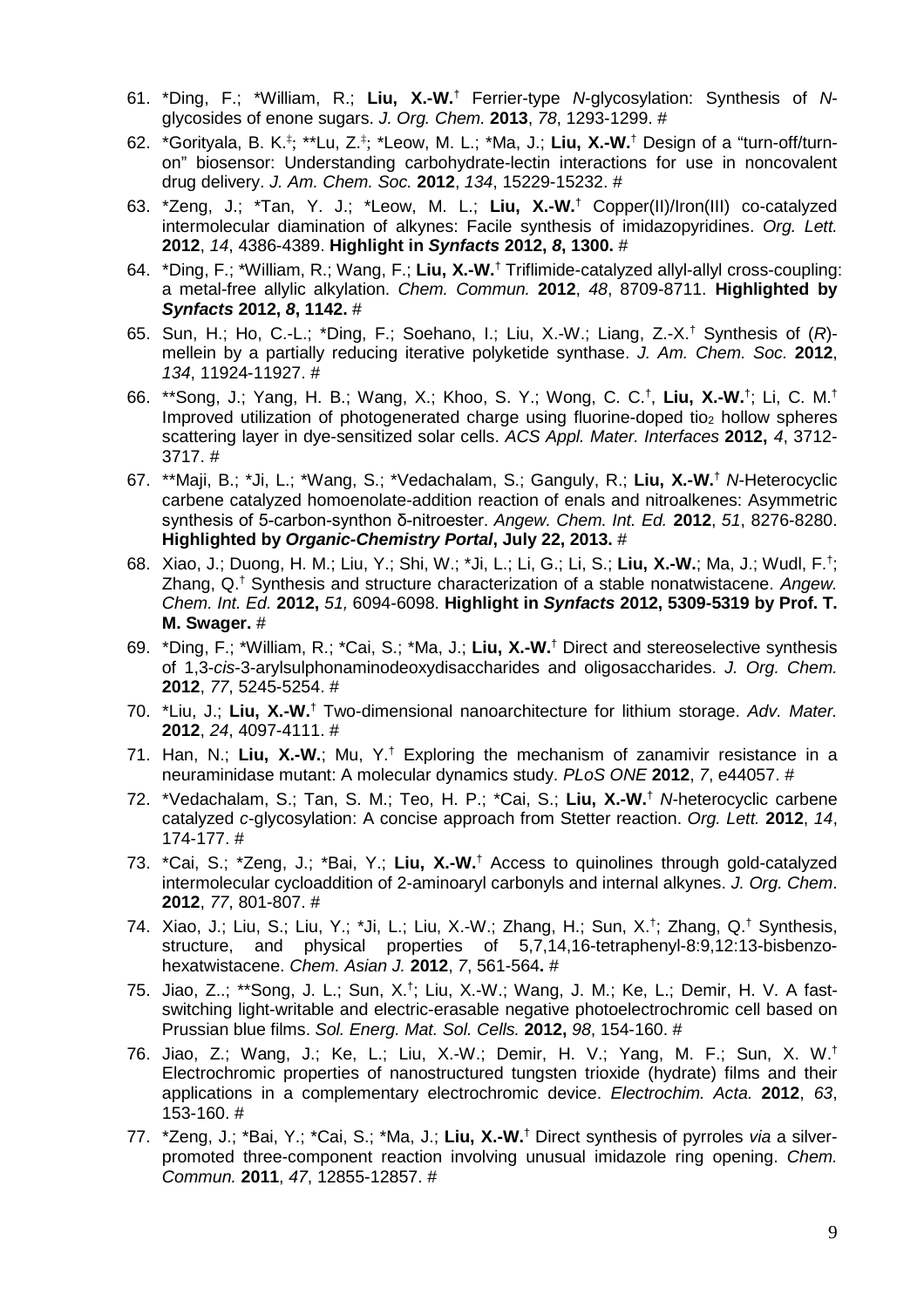61. *Ding, F.; *William, R.; **Liu, X.-W.**[†] Ferrier-type *N*-glycosylation: Synthesis of *N*-glycosides of enone sugars. *J. Org. Chem.* **2013**, *78*, 1293-1299. #
62. *Gorityala, B. K.[‡]; **Lu, Z.[‡]; *Leow, M. L.; *Ma, J.; **Liu, X.-W.**[†] Design of a "turn-off/turn-on" biosensor: Understanding carbohydrate-lectin interactions for use in noncovalent drug delivery. *J. Am. Chem. Soc.* **2012**, *134*, 15229-15232. #
63. *Zeng, J.; *Tan, Y. J.; *Leow, M. L.; **Liu, X.-W.**[†] Copper(II)/Iron(III) co-catalyzed intermolecular diamination of alkynes: Facile synthesis of imidazopyridines. *Org. Lett.* **2012**, *14*, 4386-4389. **Highlight in *Synfacts* 2012, *8*, 1300.** #
64. *Ding, F.; *William, R.; Wang, F.; **Liu, X.-W.**[†] Triflimide-catalyzed allyl-allyl cross-coupling: a metal-free allylic alkylation. *Chem. Commun.* **2012**, *48*, 8709-8711. **Highlighted by *Synfacts* 2012, *8*, 1142.** #
65. Sun, H.; Ho, C.-L.; *Ding, F.; Soehano, I.; Liu, X.-W.; Liang, Z.-X.[†] Synthesis of (*R*)-mellein by a partially reducing iterative polyketide synthase. *J. Am. Chem. Soc.* **2012**, *134*, 11924-11927. #
66. **Song, J.; Yang, H. B.; Wang, X.; Khoo, S. Y.; Wong, C. C.[†], **Liu, X.-W.**[†]; Li, C. M.[†] Improved utilization of photogenerated charge using fluorine-doped $tio_2$ hollow spheres scattering layer in dye-sensitized solar cells. *ACS Appl. Mater. Interfaces* **2012,** *4*, 3712-3717. #
67. **Maji, B.; *Ji, L.; *Wang, S.; *Vedachalam, S.; Ganguly, R.; **Liu, X.-W.**[†] *N*-Heterocyclic carbene catalyzed homoenolate-addition reaction of enals and nitroalkenes: Asymmetric synthesis of 5-carbon-synthon δ-nitroester. *Angew. Chem. Int. Ed.* **2012**, *51*, 8276-8280. **Highlighted by *Organic-Chemistry Portal*, July 22, 2013.** #
68. Xiao, J.; Duong, H. M.; Liu, Y.; Shi, W.; *Ji, L.; Li, G.; Li, S.; **Liu, X.-W.**; Ma, J.; Wudl, F.[†]; Zhang, Q.[†] Synthesis and structure characterization of a stable nonatwistacene. *Angew. Chem. Int. Ed.* **2012,** *51,* 6094-6098. **Highlight in *Synfacts* 2012, 5309-5319 by Prof. T. M. Swager.** #
69. *Ding, F.; *William, R.; *Cai, S.; *Ma, J.; **Liu, X.-W.**[†] Direct and stereoselective synthesis of 1,3-*cis*-3-arylsulphonaminodeoxydisaccharides and oligosaccharides. *J. Org. Chem.* **2012**, *77*, 5245-5254. #
70. *Liu, J.; **Liu, X.-W.**[†] Two-dimensional nanoarchitecture for lithium storage. *Adv. Mater.* **2012**, *24*, 4097-4111. #
71. Han, N.; **Liu, X.-W.**; Mu, Y.[†] Exploring the mechanism of zanamivir resistance in a neuraminidase mutant: A molecular dynamics study. *PLoS ONE* **2012**, *7*, e44057. #
72. *Vedachalam, S.; Tan, S. M.; Teo, H. P.; *Cai, S.; **Liu, X.-W.**[†] *N*-heterocyclic carbene catalyzed *c*-glycosylation: A concise approach from Stetter reaction. *Org. Lett.* **2012**, *14*, 174-177. #
73. *Cai, S.; *Zeng, J.; *Bai, Y.; **Liu, X.-W.**[†] Access to quinolines through gold-catalyzed intermolecular cycloaddition of 2-aminoaryl carbonyls and internal alkynes. *J. Org. Chem*. **2012**, *77*, 801-807. #
74. Xiao, J.; Liu, S.; Liu, Y.; *Ji, L.; Liu, X.-W.; Zhang, H.; Sun, X.[†]; Zhang, Q.[†] Synthesis, structure, and physical properties of 5,7,14,16-tetraphenyl-8:9,12:13-bisbenzo-hexatwistacene. *Chem. Asian J.* **2012**, *7*, 561-564**.** #
75. Jiao, Z..; **Song, J. L.; Sun, X.[†]; Liu, X.-W.; Wang, J. M.; Ke, L.; Demir, H. V. A fast-switching light-writable and electric-erasable negative photoelectrochromic cell based on Prussian blue films. *Sol. Energ. Mat. Sol. Cells.* **2012,** *98*, 154-160. #
76. Jiao, Z.; Wang, J.; Ke, L.; Liu, X.-W.; Demir, H. V.; Yang, M. F.; Sun, X. W.[†] Electrochromic properties of nanostructured tungsten trioxide (hydrate) films and their applications in a complementary electrochromic device. *Electrochim. Acta.* **2012**, *63*, 153-160. #
77. *Zeng, J.; *Bai, Y.; *Cai, S.; *Ma, J.; **Liu, X.-W.**[†] Direct synthesis of pyrroles *via* a silver-promoted three-component reaction involving unusual imidazole ring opening. *Chem. Commun.* **2011**, *47*, 12855-12857. #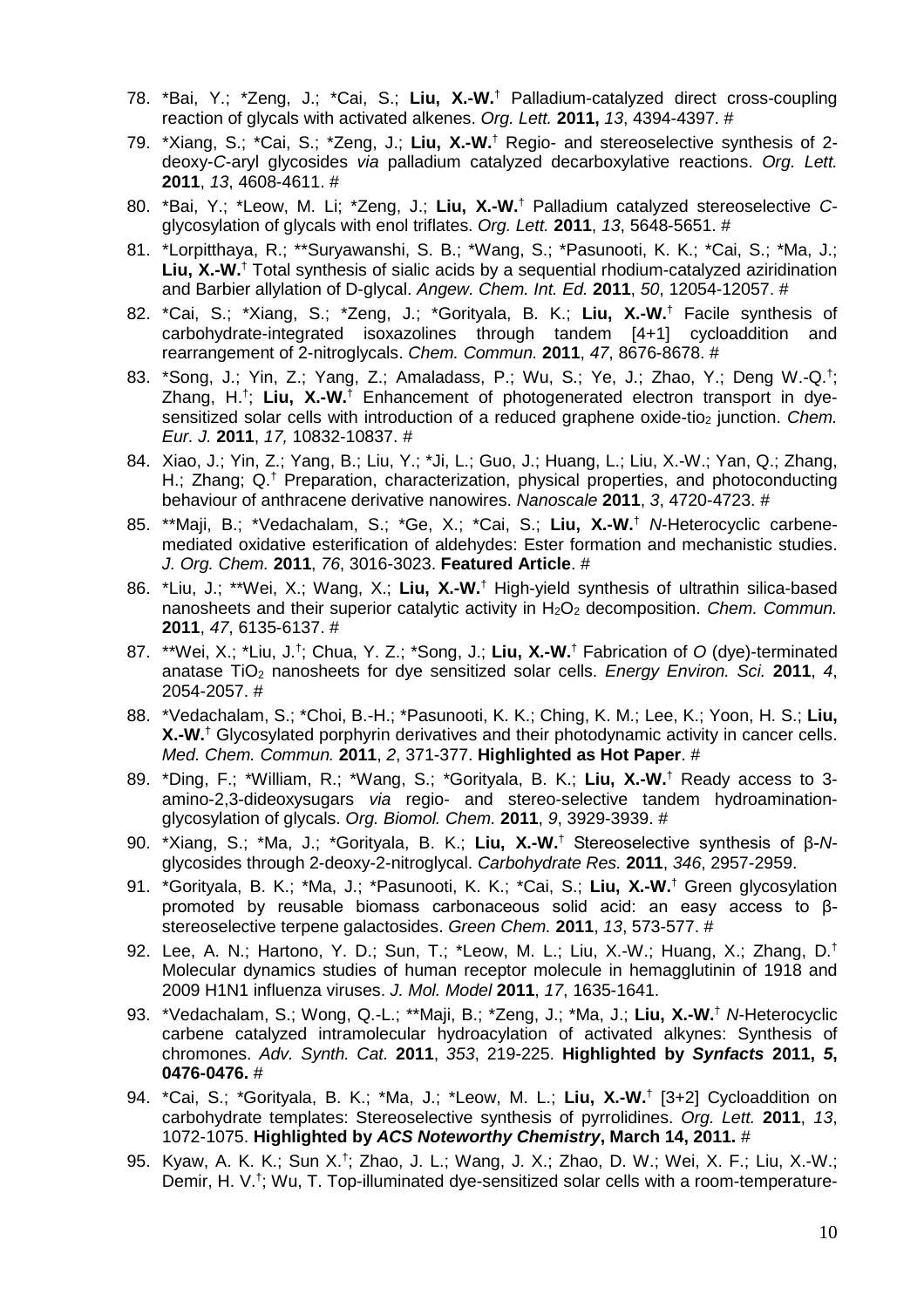78. *Bai, Y.; *Zeng, J.; *Cai, S.; **Liu, X.-W.**[†] Palladium-catalyzed direct cross-coupling reaction of glycals with activated alkenes. *Org. Lett.* **2011,** *13*, 4394-4397. #
79. *Xiang, S.; *Cai, S.; *Zeng, J.; **Liu, X.-W.**[†] Regio- and stereoselective synthesis of 2-deoxy-*C*-aryl glycosides *via* palladium catalyzed decarboxylative reactions. *Org. Lett.* **2011**, *13*, 4608-4611. #
80. *Bai, Y.; *Leow, M. Li; *Zeng, J.; **Liu, X.-W.**[†] Palladium catalyzed stereoselective *C*-glycosylation of glycals with enol triflates. *Org. Lett.* **2011**, *13*, 5648-5651. #
81. *Lorpitthaya, R.; **Suryawanshi, S. B.; *Wang, S.; *Pasunooti, K. K.; *Cai, S.; *Ma, J.; **Liu, X.-W.**[†] Total synthesis of sialic acids by a sequential rhodium-catalyzed aziridination and Barbier allylation of D-glycal. *Angew. Chem. Int. Ed.* **2011**, *50*, 12054-12057. #
82. *Cai, S.; *Xiang, S.; *Zeng, J.; *Gorityala, B. K.; **Liu, X.-W.**[†] Facile synthesis of carbohydrate-integrated isoxazolines through tandem [4+1] cycloaddition and rearrangement of 2-nitroglycals. *Chem. Commun.* **2011**, *47*, 8676-8678. #
83. *Song, J.; Yin, Z.; Yang, Z.; Amaladass, P.; Wu, S.; Ye, J.; Zhao, Y.; Deng W.-Q.[†]; Zhang, H.[†]; **Liu, X.-W.**[†] Enhancement of photogenerated electron transport in dye-sensitized solar cells with introduction of a reduced graphene oxide-tio$_2$ junction. *Chem. Eur. J.* **2011**, *17,* 10832-10837. #
84. Xiao, J.; Yin, Z.; Yang, B.; Liu, Y.; *Ji, L.; Guo, J.; Huang, L.; Liu, X.-W.; Yan, Q.; Zhang, H.; Zhang; Q.[†] Preparation, characterization, physical properties, and photoconducting behaviour of anthracene derivative nanowires. *Nanoscale* **2011**, *3*, 4720-4723. #
85. **Maji, B.; *Vedachalam, S.; *Ge, X.; *Cai, S.; **Liu, X.-W.**[†] *N*-Heterocyclic carbene-mediated oxidative esterification of aldehydes: Ester formation and mechanistic studies. *J. Org. Chem.* **2011**, *76*, 3016-3023. **Featured Article**. #
86. *Liu, J.; **Wei, X.; Wang, X.; **Liu, X.-W.**[†] High-yield synthesis of ultrathin silica-based nanosheets and their superior catalytic activity in $H_2O_2$ decomposition. *Chem. Commun.* **2011**, *47*, 6135-6137. #
87. **Wei, X.; *Liu, J.[†]; Chua, Y. Z.; *Song, J.; **Liu, X.-W.**[†] Fabrication of *O* (dye)-terminated anatase $TiO_2$ nanosheets for dye sensitized solar cells. *Energy Environ. Sci.* **2011**, *4*, 2054-2057. #
88. *Vedachalam, S.; *Choi, B.-H.; *Pasunooti, K. K.; Ching, K. M.; Lee, K.; Yoon, H. S.; **Liu, X.-W.**[†] Glycosylated porphyrin derivatives and their photodynamic activity in cancer cells. *Med. Chem. Commun.* **2011**, *2*, 371-377. **Highlighted as Hot Paper**. #
89. *Ding, F.; *William, R.; *Wang, S.; *Gorityala, B. K.; **Liu, X.-W.**[†] Ready access to 3-amino-2,3-dideoxysugars *via* regio- and stereo-selective tandem hydroamination-glycosylation of glycals. *Org. Biomol. Chem.* **2011**, *9*, 3929-3939. #
90. *Xiang, S.; *Ma, J.; *Gorityala, B. K.; **Liu, X.-W.**[†] Stereoselective synthesis of β-*N*-glycosides through 2-deoxy-2-nitroglycal. *Carbohydrate Res.* **2011**, *346*, 2957-2959.
91. *Gorityala, B. K.; *Ma, J.; *Pasunooti, K. K.; *Cai, S.; **Liu, X.-W.**[†] Green glycosylation promoted by reusable biomass carbonaceous solid acid: an easy access to β-stereoselective terpene galactosides. *Green Chem.* **2011**, *13*, 573-577. #
92. Lee, A. N.; Hartono, Y. D.; Sun, T.; *Leow, M. L.; Liu, X.-W.; Huang, X.; Zhang, D.[†] Molecular dynamics studies of human receptor molecule in hemagglutinin of 1918 and 2009 H1N1 influenza viruses. *J. Mol. Model* **2011**, *17*, 1635-1641.
93. *Vedachalam, S.; Wong, Q.-L.; **Maji, B.; *Zeng, J.; *Ma, J.; **Liu, X.-W.**[†] *N*-Heterocyclic carbene catalyzed intramolecular hydroacylation of activated alkynes: Synthesis of chromones. *Adv. Synth. Cat.* **2011**, *353*, 219-225. **Highlighted by *Synfacts* 2011, *5*, 0476-0476.** #
94. *Cai, S.; *Gorityala, B. K.; *Ma, J.; *Leow, M. L.; **Liu, X.-W.**[†] [3+2] Cycloaddition on carbohydrate templates: Stereoselective synthesis of pyrrolidines. *Org. Lett.* **2011**, *13*, 1072-1075. **Highlighted by *ACS Noteworthy Chemistry*, March 14, 2011.** #
95. Kyaw, A. K. K.; Sun X.[†]; Zhao, J. L.; Wang, J. X.; Zhao, D. W.; Wei, X. F.; Liu, X.-W.; Demir, H. V.[†]; Wu, T. Top-illuminated dye-sensitized solar cells with a room-temperature-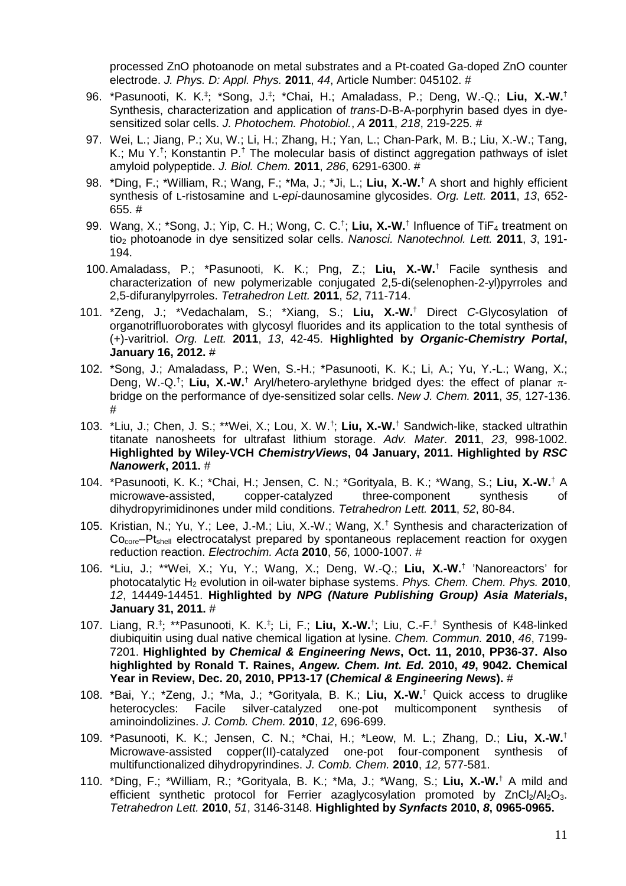processed ZnO photoanode on metal substrates and a Pt-coated Ga-doped ZnO counter electrode. *J. Phys. D: Appl. Phys.* **2011**, *44*, Article Number: 045102. #

96. *Pasunooti, K. K.[‡]; *Song, J.[‡]; *Chai, H.; Amaladass, P.; Deng, W.-Q.; **Liu, X.-W.**[†] Synthesis, characterization and application of *trans*-D-B-A-porphyrin based dyes in dye-sensitized solar cells. *J. Photochem. Photobiol., A* **2011**, *218*, 219-225. #
97. Wei, L.; Jiang, P.; Xu, W.; Li, H.; Zhang, H.; Yan, L.; Chan-Park, M. B.; Liu, X.-W.; Tang, K.; Mu Y.[†]; Konstantin P.[†] The molecular basis of distinct aggregation pathways of islet amyloid polypeptide. *J. Biol. Chem.* **2011**, *286*, 6291-6300. #
98. *Ding, F.; *William, R.; Wang, F.; *Ma, J.; *Ji, L.; **Liu, X.-W.**[†] A short and highly efficient synthesis of L-ristosamine and L-*epi*-daunosamine glycosides. *Org. Lett.* **2011**, *13*, 652-655. #
99. Wang, X.; *Song, J.; Yip, C. H.; Wong, C. C.[†]; **Liu, X.-W.**[†] Influence of $TiF_4$ treatment on $tio_2$ photoanode in dye sensitized solar cells. *Nanosci. Nanotechnol. Lett.* **2011**, *3*, 191-194.
100. Amaladass, P.; *Pasunooti, K. K.; Png, Z.; **Liu, X.-W.**[†] Facile synthesis and characterization of new polymerizable conjugated 2,5-di(selenophen-2-yl)pyrroles and 2,5-difuranylpyrroles. *Tetrahedron Lett.* **2011**, *52*, 711-714.
101. *Zeng, J.; *Vedachalam, S.; *Xiang, S.; **Liu, X.-W.**[†] Direct *C*-Glycosylation of organotrifluoroborates with glycosyl fluorides and its application to the total synthesis of (+)-varitriol. *Org. Lett.* **2011**, *13*, 42-45. **Highlighted by *Organic-Chemistry Portal*, January 16, 2012.** #
102. *Song, J.; Amaladass, P.; Wen, S.-H.; *Pasunooti, K. K.; Li, A.; Yu, Y.-L.; Wang, X.; Deng, W.-Q.[†]; **Liu, X.-W.**[†] Aryl/hetero-arylethyne bridged dyes: the effect of planar $\pi$-bridge on the performance of dye-sensitized solar cells. *New J. Chem.* **2011**, *35*, 127-136. #
103. *Liu, J.; Chen, J. S.; **Wei, X.; Lou, X. W.[†]; **Liu, X.-W.**[†] Sandwich-like, stacked ultrathin titanate nanosheets for ultrafast lithium storage. *Adv. Mater*. **2011**, *23*, 998-1002. **Highlighted by Wiley-VCH *ChemistryViews*, 04 January, 2011. Highlighted by *RSC Nanowerk*, 2011.** #
104. *Pasunooti, K. K.; *Chai, H.; Jensen, C. N.; *Gorityala, B. K.; *Wang, S.; **Liu, X.-W.**[†] A microwave-assisted, copper-catalyzed three-component synthesis of dihydropyrimidinones under mild conditions. *Tetrahedron Lett.* **2011**, *52*, 80-84.
105. Kristian, N.; Yu, Y.; Lee, J.-M.; Liu, X.-W.; Wang, X.[†] Synthesis and characterization of $Co_{core}$–$Pt_{shell}$ electrocatalyst prepared by spontaneous replacement reaction for oxygen reduction reaction. *Electrochim. Acta* **2010**, *56*, 1000-1007. #
106. *Liu, J.; **Wei, X.; Yu, Y.; Wang, X.; Deng, W.-Q.; **Liu, X.-W.**[†] 'Nanoreactors' for photocatalytic $H_2$ evolution in oil-water biphase systems. *Phys. Chem. Chem. Phys.* **2010**, *12*, 14449-14451. **Highlighted by *NPG (Nature Publishing Group) Asia Materials*, January 31, 2011.** #
107. Liang, R.[‡]; **Pasunooti, K. K.[‡]; Li, F.; **Liu, X.-W.**[†]; Liu, C.-F.[†] Synthesis of K48-linked diubiquitin using dual native chemical ligation at lysine. *Chem. Commun.* **2010**, *46*, 7199-7201. **Highlighted by *Chemical & Engineering News*, Oct. 11, 2010, PP36-37. Also highlighted by Ronald T. Raines, *Angew. Chem. Int. Ed.* 2010, *49*, 9042. Chemical Year in Review, Dec. 20, 2010, PP13-17 (*Chemical & Engineering News*).** #
108. *Bai, Y.; *Zeng, J.; *Ma, J.; *Gorityala, B. K.; **Liu, X.-W.**[†] Quick access to druglike heterocycles: Facile silver-catalyzed one-pot multicomponent synthesis of aminoindolizines. *J. Comb. Chem.* **2010**, *12*, 696-699.
109. *Pasunooti, K. K.; Jensen, C. N.; *Chai, H.; *Leow, M. L.; Zhang, D.; **Liu, X.-W.**[†] Microwave-assisted copper(II)-catalyzed one-pot four-component synthesis of multifunctionalized dihydropyrindines. *J. Comb. Chem.* **2010**, *12,* 577-581.
110. *Ding, F.; *William, R.; *Gorityala, B. K.; *Ma, J.; *Wang, S.; **Liu, X.-W.**[†] A mild and efficient synthetic protocol for Ferrier azaglycosylation promoted by $ZnCl_2/Al_2O_3$. *Tetrahedron Lett.* **2010**, *51*, 3146-3148. **Highlighted by *Synfacts* 2010, *8*, 0965-0965.**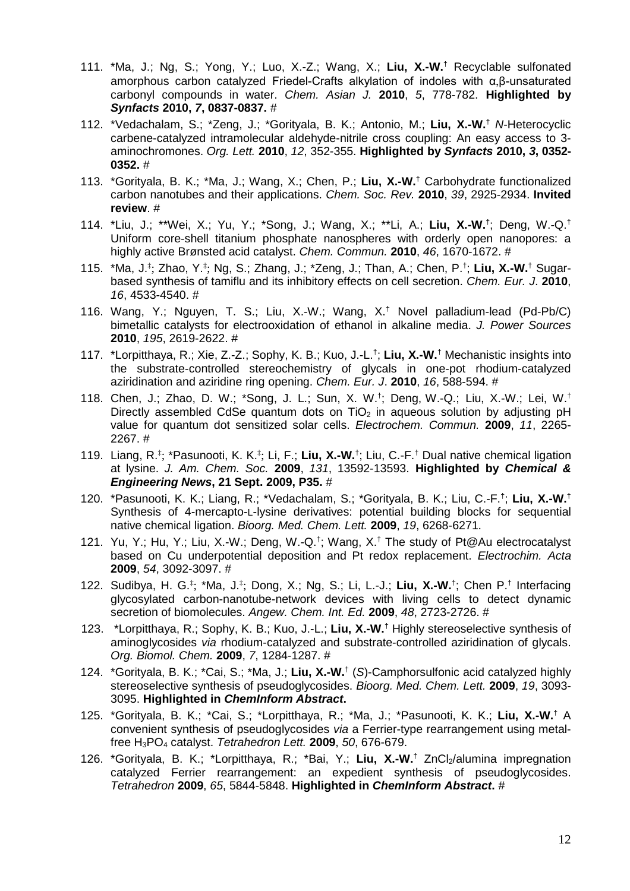111. *Ma, J.; Ng, S.; Yong, Y.; Luo, X.-Z.; Wang, X.; **Liu, X.-W.**† Recyclable sulfonated amorphous carbon catalyzed Friedel-Crafts alkylation of indoles with α,β-unsaturated carbonyl compounds in water. *Chem. Asian J.* **2010**, *5*, 778-782. **Highlighted by *Synfacts* 2010, *7*, 0837-0837.** #

112. *Vedachalam, S.; *Zeng, J.; *Gorityala, B. K.; Antonio, M.; **Liu, X.-W.**† *N*-Heterocyclic carbene-catalyzed intramolecular aldehyde-nitrile cross coupling: An easy access to 3-aminochromones. *Org. Lett.* **2010**, *12*, 352-355. **Highlighted by *Synfacts* 2010, *3*, 0352-0352.** #

113. *Gorityala, B. K.; *Ma, J.; Wang, X.; Chen, P.; **Liu, X.-W.**† Carbohydrate functionalized carbon nanotubes and their applications. *Chem. Soc. Rev.* **2010**, *39*, 2925-2934. **Invited review**. #

114. *Liu, J.; **Wei, X.; Yu, Y.; *Song, J.; Wang, X.; **Li, A.; **Liu, X.-W.**†; Deng, W.-Q.† Uniform core-shell titanium phosphate nanospheres with orderly open nanopores: a highly active Brønsted acid catalyst. *Chem. Commun.* **2010**, *46*, 1670-1672. #

115. *Ma, J.‡; Zhao, Y.‡; Ng, S.; Zhang, J.; *Zeng, J.; Than, A.; Chen, P.†; **Liu, X.-W.**† Sugar-based synthesis of tamiflu and its inhibitory effects on cell secretion. *Chem. Eur. J.* **2010**, *16*, 4533-4540. #

116. Wang, Y.; Nguyen, T. S.; Liu, X.-W.; Wang, X.† Novel palladium-lead (Pd-Pb/C) bimetallic catalysts for electrooxidation of ethanol in alkaline media. *J. Power Sources* **2010**, *195*, 2619-2622. #

117. *Lorpitthaya, R.; Xie, Z.-Z.; Sophy, K. B.; Kuo, J.-L.†; **Liu, X.-W.**† Mechanistic insights into the substrate-controlled stereochemistry of glycals in one-pot rhodium-catalyzed aziridination and aziridine ring opening. *Chem. Eur. J*. **2010**, *16*, 588-594. #

118. Chen, J.; Zhao, D. W.; *Song, J. L.; Sun, X. W.†; Deng, W.-Q.; Liu, X.-W.; Lei, W.† Directly assembled CdSe quantum dots on $TiO_2$ in aqueous solution by adjusting pH value for quantum dot sensitized solar cells. *Electrochem. Commun.* **2009**, *11*, 2265-2267. #

119. Liang, R.‡; *Pasunooti, K. K.‡; Li, F.; **Liu, X.-W.**†; Liu, C.-F.† Dual native chemical ligation at lysine. *J. Am. Chem. Soc.* **2009**, *131*, 13592-13593. **Highlighted by *Chemical & Engineering News*, 21 Sept. 2009, P35.** #

120. *Pasunooti, K. K.; Liang, R.; *Vedachalam, S.; *Gorityala, B. K.; Liu, C.-F.†; **Liu, X.-W.**† Synthesis of 4-mercapto-L-lysine derivatives: potential building blocks for sequential native chemical ligation. *Bioorg. Med. Chem. Lett.* **2009**, *19*, 6268-6271.

121. Yu, Y.; Hu, Y.; Liu, X.-W.; Deng, W.-Q.†; Wang, X.† The study of Pt@Au electrocatalyst based on Cu underpotential deposition and Pt redox replacement. *Electrochim. Acta* **2009**, *54*, 3092-3097. #

122. Sudibya, H. G.‡; *Ma, J.‡; Dong, X.; Ng, S.; Li, L.-J.; **Liu, X.-W.**†; Chen P.† Interfacing glycosylated carbon-nanotube-network devices with living cells to detect dynamic secretion of biomolecules. *Angew. Chem. Int. Ed.* **2009**, *48*, 2723-2726. #

123. *Lorpitthaya, R.; Sophy, K. B.; Kuo, J.-L.; **Liu, X.-W.**† Highly stereoselective synthesis of aminoglycosides *via* rhodium-catalyzed and substrate-controlled aziridination of glycals. *Org. Biomol. Chem.* **2009**, *7*, 1284-1287. #

124. *Gorityala, B. K.; *Cai, S.; *Ma, J.; **Liu, X.-W.**† (*S*)-Camphorsulfonic acid catalyzed highly stereoselective synthesis of pseudoglycosides. *Bioorg. Med. Chem. Lett.* **2009**, *19*, 3093-3095. **Highlighted in *ChemInform Abstract*.**

125. *Gorityala, B. K.; *Cai, S.; *Lorpitthaya, R.; *Ma, J.; *Pasunooti, K. K.; **Liu, X.-W.**† A convenient synthesis of pseudoglycosides *via* a Ferrier-type rearrangement using metal-free $H_3PO_4$ catalyst. *Tetrahedron Lett.* **2009**, *50*, 676-679.

126. *Gorityala, B. K.; *Lorpitthaya, R.; *Bai, Y.; **Liu, X.-W.**† $ZnCl_2$/alumina impregnation catalyzed Ferrier rearrangement: an expedient synthesis of pseudoglycosides. *Tetrahedron* **2009**, *65*, 5844-5848. **Highlighted in *ChemInform Abstract*.** #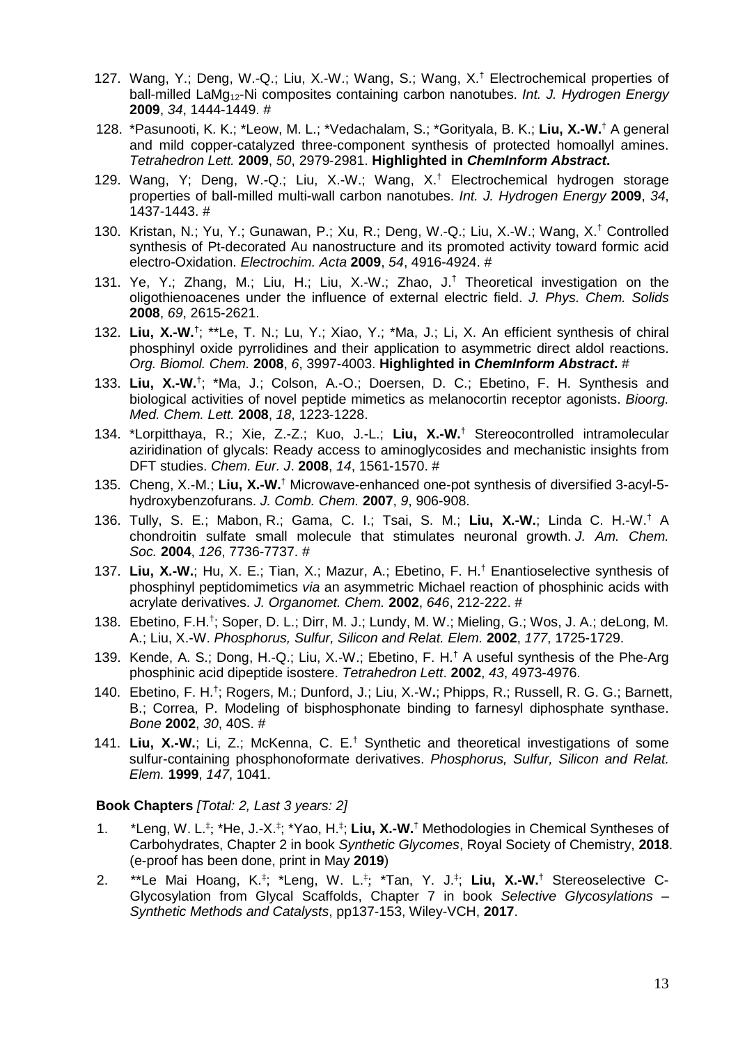127. Wang, Y.; Deng, W.-Q.; Liu, X.-W.; Wang, S.; Wang, X.† Electrochemical properties of ball-milled $LaMg_{12}$-Ni composites containing carbon nanotubes. *Int. J. Hydrogen Energy* **2009**, *34*, 1444-1449. #

128. *Pasunooti, K. K.; *Leow, M. L.; *Vedachalam, S.; *Gorityala, B. K.; **Liu, X.-W.**† A general and mild copper-catalyzed three-component synthesis of protected homoallyl amines. *Tetrahedron Lett.* **2009**, *50*, 2979-2981. **Highlighted in *ChemInform Abstract*.**

129. Wang, Y; Deng, W.-Q.; Liu, X.-W.; Wang, X.† Electrochemical hydrogen storage properties of ball-milled multi-wall carbon nanotubes. *Int. J. Hydrogen Energy* **2009**, *34*, 1437-1443. #

130. Kristan, N.; Yu, Y.; Gunawan, P.; Xu, R.; Deng, W.-Q.; Liu, X.-W.; Wang, X.† Controlled synthesis of Pt-decorated Au nanostructure and its promoted activity toward formic acid electro-Oxidation. *Electrochim. Acta* **2009**, *54*, 4916-4924. #

131. Ye, Y.; Zhang, M.; Liu, H.; Liu, X.-W.; Zhao, J.† Theoretical investigation on the oligothienoacenes under the influence of external electric field. *J. Phys. Chem. Solids* **2008**, *69*, 2615-2621.

132. **Liu, X.-W.**†; **Le, T. N.; Lu, Y.; Xiao, Y.; *Ma, J.; Li, X. An efficient synthesis of chiral phosphinyl oxide pyrrolidines and their application to asymmetric direct aldol reactions. *Org. Biomol. Chem.* **2008**, *6*, 3997-4003. **Highlighted in *ChemInform Abstract*.** #

133. **Liu, X.-W.**†; *Ma, J.; Colson, A.-O.; Doersen, D. C.; Ebetino, F. H. Synthesis and biological activities of novel peptide mimetics as melanocortin receptor agonists. *Bioorg. Med. Chem. Lett.* **2008**, *18*, 1223-1228.

134. *Lorpitthaya, R.; Xie, Z.-Z.; Kuo, J.-L.; **Liu, X.-W.**† Stereocontrolled intramolecular aziridination of glycals: Ready access to aminoglycosides and mechanistic insights from DFT studies. *Chem. Eur. J*. **2008**, *14*, 1561-1570. #

135. Cheng, X.-M.; **Liu, X.-W.**† Microwave-enhanced one-pot synthesis of diversified 3-acyl-5-hydroxybenzofurans. *J. Comb. Chem.* **2007**, *9*, 906-908.

136. Tully, S. E.; Mabon, R.; Gama, C. I.; Tsai, S. M.; **Liu, X.-W.**; Linda C. H.-W.† A chondroitin sulfate small molecule that stimulates neuronal growth. *J. Am. Chem. Soc.* **2004**, *126*, 7736-7737. #

137. **Liu, X.-W.**; Hu, X. E.; Tian, X.; Mazur, A.; Ebetino, F. H.† Enantioselective synthesis of phosphinyl peptidomimetics *via* an asymmetric Michael reaction of phosphinic acids with acrylate derivatives. *J. Organomet. Chem.* **2002**, *646*, 212-222. #

138. Ebetino, F.H.†; Soper, D. L.; Dirr, M. J.; Lundy, M. W.; Mieling, G.; Wos, J. A.; deLong, M. A.; Liu, X.-W. *Phosphorus, Sulfur, Silicon and Relat. Elem.* **2002**, *177*, 1725-1729.

139. Kende, A. S.; Dong, H.-Q.; Liu, X.-W.; Ebetino, F. H.† A useful synthesis of the Phe-Arg phosphinic acid dipeptide isostere. *Tetrahedron Lett*. **2002**, *43*, 4973-4976.

140. Ebetino, F. H.†; Rogers, M.; Dunford, J.; Liu, X.-W.; Phipps, R.; Russell, R. G. G.; Barnett, B.; Correa, P. Modeling of bisphosphonate binding to farnesyl diphosphate synthase. *Bone* **2002**, *30*, 40S. #

141. **Liu, X.-W.**; Li, Z.; McKenna, C. E.† Synthetic and theoretical investigations of some sulfur-containing phosphonoformate derivatives. *Phosphorus, Sulfur, Silicon and Relat. Elem.* **1999**, *147*, 1041.

**Book Chapters** *[Total: 2, Last 3 years: 2]*

1. *Leng, W. L.‡; *He, J.-X.‡; *Yao, H.‡; **Liu, X.-W.**† Methodologies in Chemical Syntheses of Carbohydrates, Chapter 2 in book *Synthetic Glycomes*, Royal Society of Chemistry, **2018**. (e-proof has been done, print in May **2019**)

2. **Le Mai Hoang, K.‡; *Leng, W. L.‡; *Tan, Y. J.‡; **Liu, X.-W.**† Stereoselective C-Glycosylation from Glycal Scaffolds, Chapter 7 in book *Selective Glycosylations – Synthetic Methods and Catalysts*, pp137-153, Wiley-VCH, **2017**.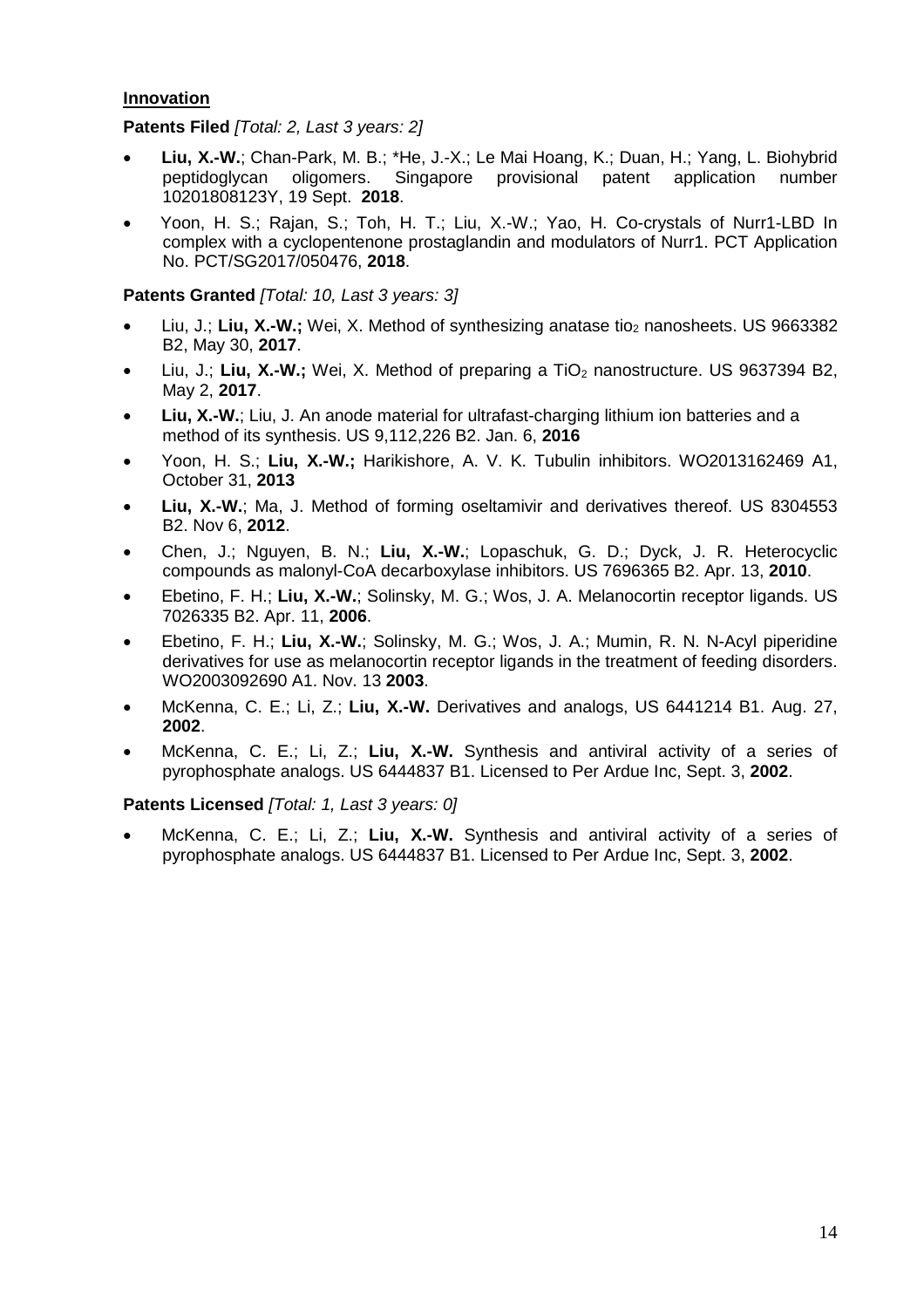**<u>Innovation</u>**

**Patents Filed** *[Total: 2, Last 3 years: 2]*

- **Liu, X.-W.**; Chan-Park, M. B.; *He, J.-X.; Le Mai Hoang, K.; Duan, H.; Yang, L. Biohybrid peptidoglycan oligomers. Singapore provisional patent application number 10201808123Y, 19 Sept. **2018**.
- Yoon, H. S.; Rajan, S.; Toh, H. T.; Liu, X.-W.; Yao, H. Co-crystals of Nurr1-LBD In complex with a cyclopentenone prostaglandin and modulators of Nurr1. PCT Application No. PCT/SG2017/050476, **2018**.

**Patents Granted** *[Total: 10, Last 3 years: 3]*

- Liu, J.; **Liu, X.-W.;** Wei, X. Method of synthesizing anatase $tio_2$ nanosheets. US 9663382 B2, May 30, **2017**.
- Liu, J.; **Liu, X.-W.;** Wei, X. Method of preparing a $TiO_2$ nanostructure. US 9637394 B2, May 2, **2017**.
- **Liu, X.-W.**; Liu, J. An anode material for ultrafast-charging lithium ion batteries and a method of its synthesis. US 9,112,226 B2. Jan. 6, **2016**
- Yoon, H. S.; **Liu, X.-W.;** Harikishore, A. V. K. Tubulin inhibitors. WO2013162469 A1, October 31, **2013**
- **Liu, X.-W.**; Ma, J. Method of forming oseltamivir and derivatives thereof. US 8304553 B2. Nov 6, **2012**.
- Chen, J.; Nguyen, B. N.; **Liu, X.-W.**; Lopaschuk, G. D.; Dyck, J. R. Heterocyclic compounds as malonyl-CoA decarboxylase inhibitors. US 7696365 B2. Apr. 13, **2010**.
- Ebetino, F. H.; **Liu, X.-W.**; Solinsky, M. G.; Wos, J. A. Melanocortin receptor ligands. US 7026335 B2. Apr. 11, **2006**.
- Ebetino, F. H.; **Liu, X.-W.**; Solinsky, M. G.; Wos, J. A.; Mumin, R. N. N-Acyl piperidine derivatives for use as melanocortin receptor ligands in the treatment of feeding disorders. WO2003092690 A1. Nov. 13 **2003**.
- McKenna, C. E.; Li, Z.; **Liu, X.-W.** Derivatives and analogs, US 6441214 B1. Aug. 27, **2002**.
- McKenna, C. E.; Li, Z.; **Liu, X.-W.** Synthesis and antiviral activity of a series of pyrophosphate analogs. US 6444837 B1. Licensed to Per Ardue Inc, Sept. 3, **2002**.

**Patents Licensed** *[Total: 1, Last 3 years: 0]*

- McKenna, C. E.; Li, Z.; **Liu, X.-W.** Synthesis and antiviral activity of a series of pyrophosphate analogs. US 6444837 B1. Licensed to Per Ardue Inc, Sept. 3, **2002**.